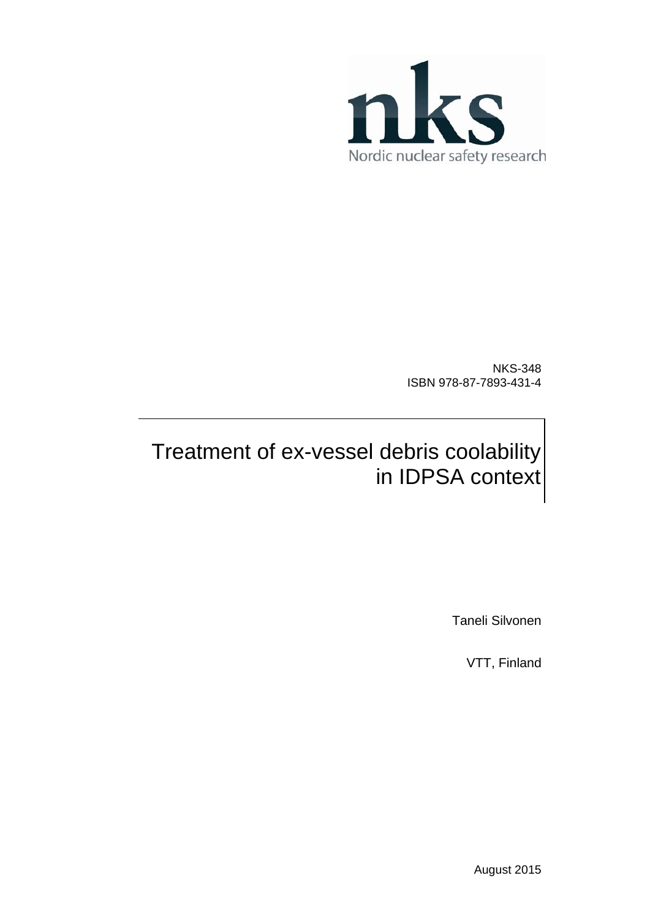nks

Nordic nuclear safety research

NKS-348
ISBN 978-87-7893-431-4

# Treatment of ex-vessel debris coolability in IDPSA context

Taneli Silvonen

VTT, Finland

August 2015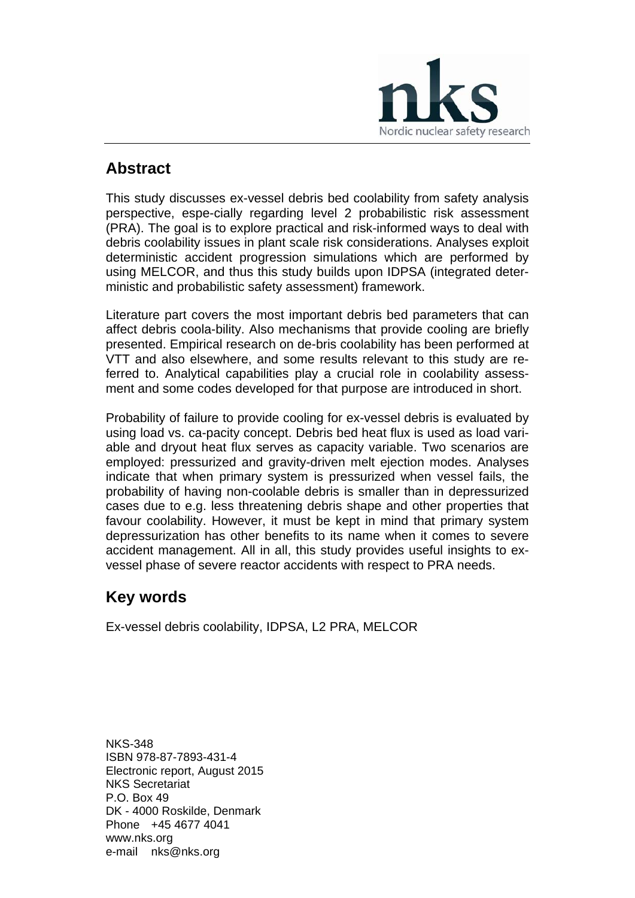## Abstract

This study discusses ex-vessel debris bed coolability from safety analysis perspective, espe-cially regarding level 2 probabilistic risk assessment (PRA). The goal is to explore practical and risk-informed ways to deal with debris coolability issues in plant scale risk considerations. Analyses exploit deterministic accident progression simulations which are performed by using MELCOR, and thus this study builds upon IDPSA (integrated deterministic and probabilistic safety assessment) framework.

Literature part covers the most important debris bed parameters that can affect debris coola-bility. Also mechanisms that provide cooling are briefly presented. Empirical research on de-bris coolability has been performed at VTT and also elsewhere, and some results relevant to this study are referred to. Analytical capabilities play a crucial role in coolability assessment and some codes developed for that purpose are introduced in short.

Probability of failure to provide cooling for ex-vessel debris is evaluated by using load vs. ca-pacity concept. Debris bed heat flux is used as load variable and dryout heat flux serves as capacity variable. Two scenarios are employed: pressurized and gravity-driven melt ejection modes. Analyses indicate that when primary system is pressurized when vessel fails, the probability of having non-coolable debris is smaller than in depressurized cases due to e.g. less threatening debris shape and other properties that favour coolability. However, it must be kept in mind that primary system depressurization has other benefits to its name when it comes to severe accident management. All in all, this study provides useful insights to ex-vessel phase of severe reactor accidents with respect to PRA needs.

## Key words

Ex-vessel debris coolability, IDPSA, L2 PRA, MELCOR

NKS-348
ISBN 978-87-7893-431-4
Electronic report, August 2015
NKS Secretariat
P.O. Box 49
DK - 4000 Roskilde, Denmark
Phone +45 4677 4041
www.nks.org
e-mail nks@nks.org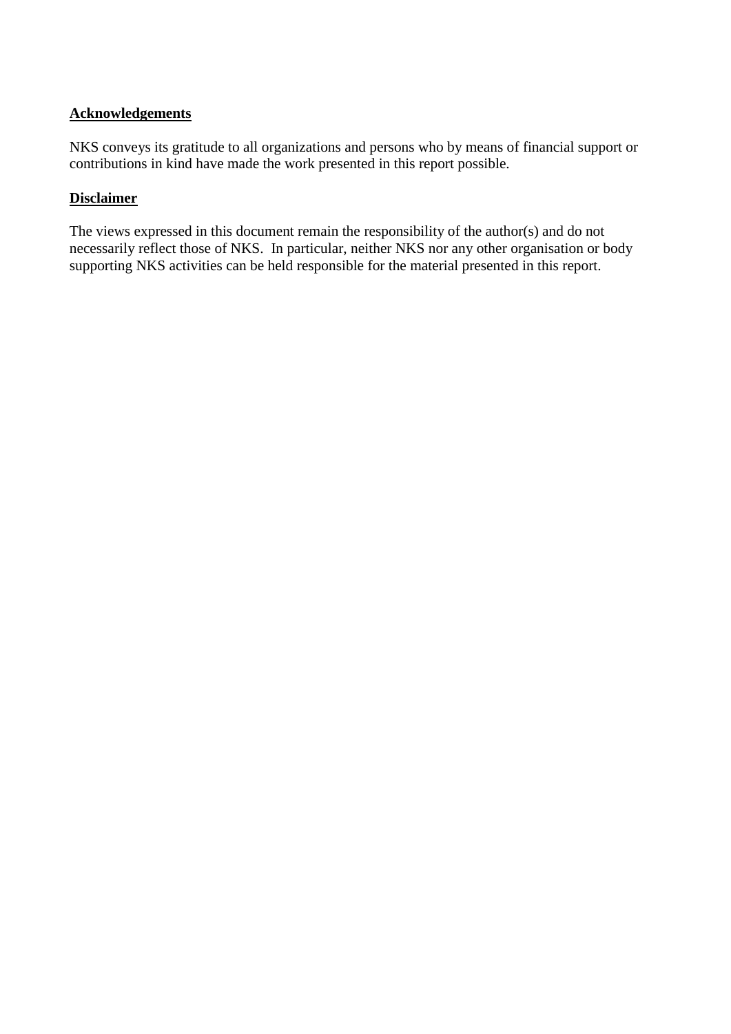## Acknowledgements

NKS conveys its gratitude to all organizations and persons who by means of financial support or contributions in kind have made the work presented in this report possible.

## Disclaimer

The views expressed in this document remain the responsibility of the author(s) and do not necessarily reflect those of NKS. In particular, neither NKS nor any other organisation or body supporting NKS activities can be held responsible for the material presented in this report.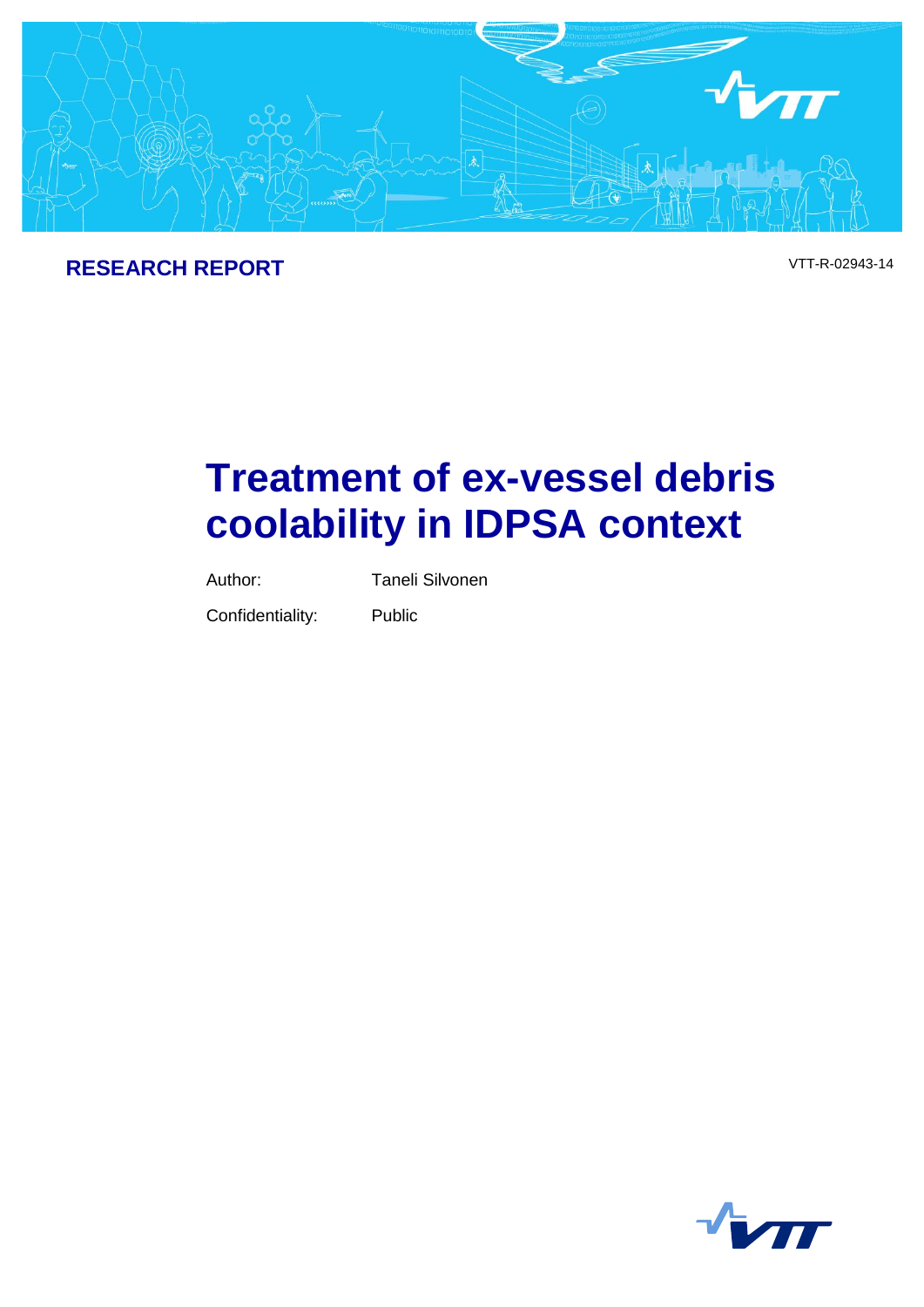RESEARCH REPORT

VTT-R-02943-14

# Treatment of ex-vessel debris coolability in IDPSA context

Author: Taneli Silvonen

Confidentiality: Public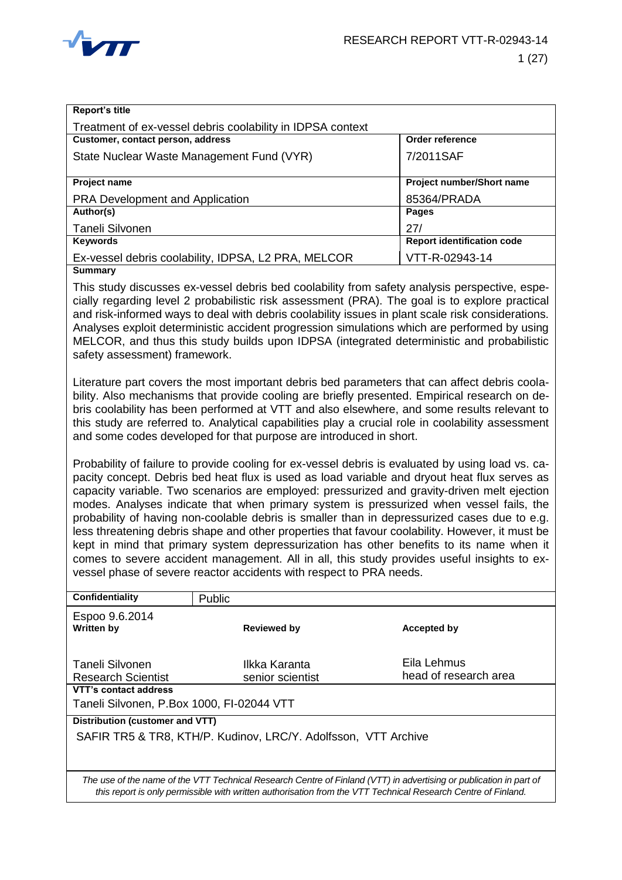| **Report's title** | |
|---|---|
| Treatment of ex-vessel debris coolability in IDPSA context | |
| **Customer, contact person, address** | **Order reference** |
| State Nuclear Waste Management Fund (VYR) | 7/2011SAF |
| **Project name** | **Project number/Short name** |
| PRA Development and Application | 85364/PRADA |
| **Author(s)** | **Pages** |
| Taneli Silvonen | 27/ |
| **Keywords** | **Report identification code** |
| Ex-vessel debris coolability, IDPSA, L2 PRA, MELCOR | VTT-R-02943-14 |

**Summary**

This study discusses ex-vessel debris bed coolability from safety analysis perspective, especially regarding level 2 probabilistic risk assessment (PRA). The goal is to explore practical and risk-informed ways to deal with debris coolability issues in plant scale risk considerations. Analyses exploit deterministic accident progression simulations which are performed by using MELCOR, and thus this study builds upon IDPSA (integrated deterministic and probabilistic safety assessment) framework.

Literature part covers the most important debris bed parameters that can affect debris coolability. Also mechanisms that provide cooling are briefly presented. Empirical research on debris coolability has been performed at VTT and also elsewhere, and some results relevant to this study are referred to. Analytical capabilities play a crucial role in coolability assessment and some codes developed for that purpose are introduced in short.

Probability of failure to provide cooling for ex-vessel debris is evaluated by using load vs. capacity concept. Debris bed heat flux is used as load variable and dryout heat flux serves as capacity variable. Two scenarios are employed: pressurized and gravity-driven melt ejection modes. Analyses indicate that when primary system is pressurized when vessel fails, the probability of having non-coolable debris is smaller than in depressurized cases due to e.g. less threatening debris shape and other properties that favour coolability. However, it must be kept in mind that primary system depressurization has other benefits to its name when it comes to severe accident management. All in all, this study provides useful insights to ex-vessel phase of severe reactor accidents with respect to PRA needs.

| **Confidentiality** | Public | |
|---|---|---|
| Espoo 9.6.2014<br>**Written by** | **Reviewed by** | **Accepted by** |
| Taneli Silvonen<br>Research Scientist | Ilkka Karanta<br>senior scientist | Eila Lehmus<br>head of research area |

**VTT's contact address**

Taneli Silvonen, P.Box 1000, FI-02044 VTT

**Distribution (customer and VTT)**

SAFIR TR5 & TR8, KTH/P. Kudinov, LRC/Y. Adolfsson, VTT Archive

*The use of the name of the VTT Technical Research Centre of Finland (VTT) in advertising or publication in part of this report is only permissible with written authorisation from the VTT Technical Research Centre of Finland.*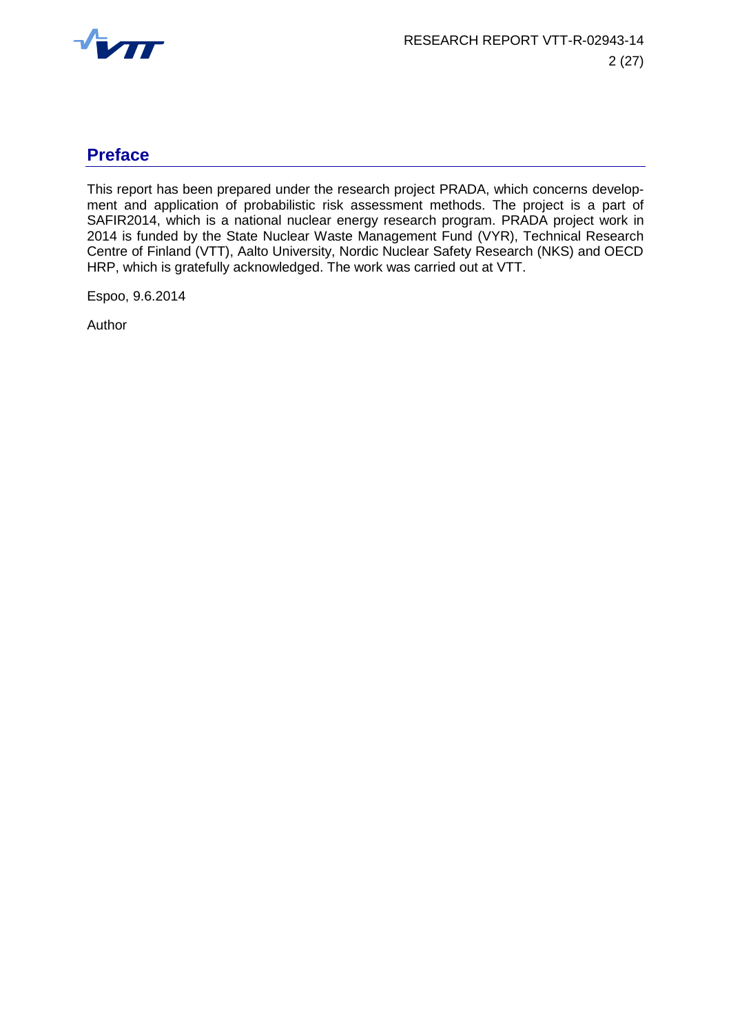## Preface

This report has been prepared under the research project PRADA, which concerns development and application of probabilistic risk assessment methods. The project is a part of SAFIR2014, which is a national nuclear energy research program. PRADA project work in 2014 is funded by the State Nuclear Waste Management Fund (VYR), Technical Research Centre of Finland (VTT), Aalto University, Nordic Nuclear Safety Research (NKS) and OECD HRP, which is gratefully acknowledged. The work was carried out at VTT.

Espoo, 9.6.2014

Author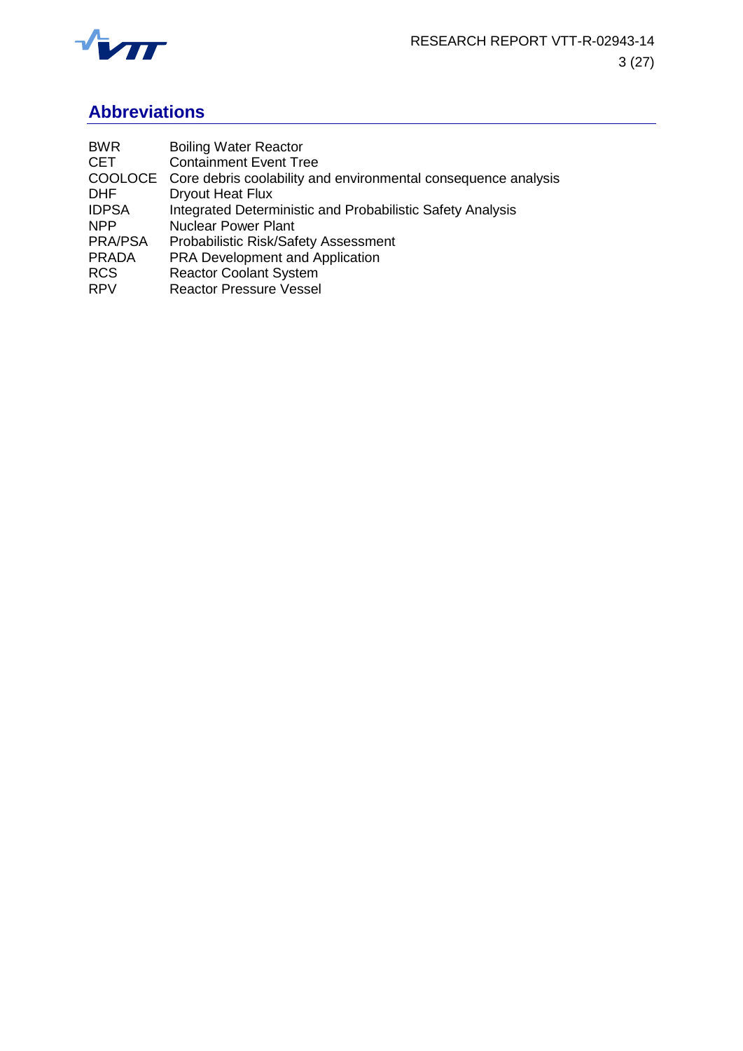## Abbreviations

| | |
|---|---|
| BWR | Boiling Water Reactor |
| CET | Containment Event Tree |
| COOLOCE | Core debris coolability and environmental consequence analysis |
| DHF | Dryout Heat Flux |
| IDPSA | Integrated Deterministic and Probabilistic Safety Analysis |
| NPP | Nuclear Power Plant |
| PRA/PSA | Probabilistic Risk/Safety Assessment |
| PRADA | PRA Development and Application |
| RCS | Reactor Coolant System |
| RPV | Reactor Pressure Vessel |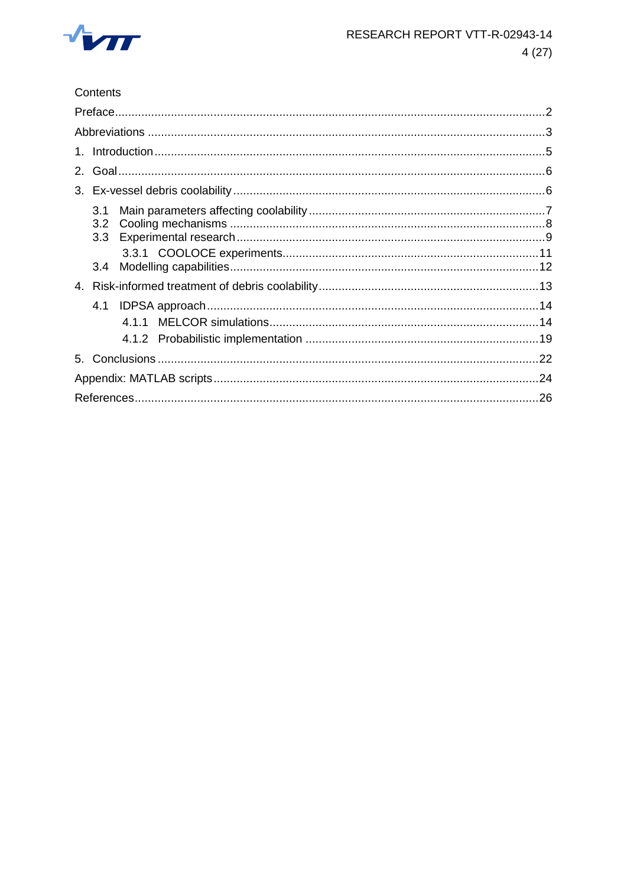Contents

Preface.....2

Abbreviations.....3

1. Introduction.....5

2. Goal.....6

3. Ex-vessel debris coolability.....6

   3.1 Main parameters affecting coolability.....7

   3.2 Cooling mechanisms.....8

   3.3 Experimental research.....9

      3.3.1 COOLOCE experiments.....11

   3.4 Modelling capabilities.....12

4. Risk-informed treatment of debris coolability.....13

   4.1 IDPSA approach.....14

      4.1.1 MELCOR simulations.....14

      4.1.2 Probabilistic implementation.....19

5. Conclusions.....22

Appendix: MATLAB scripts.....24

References.....26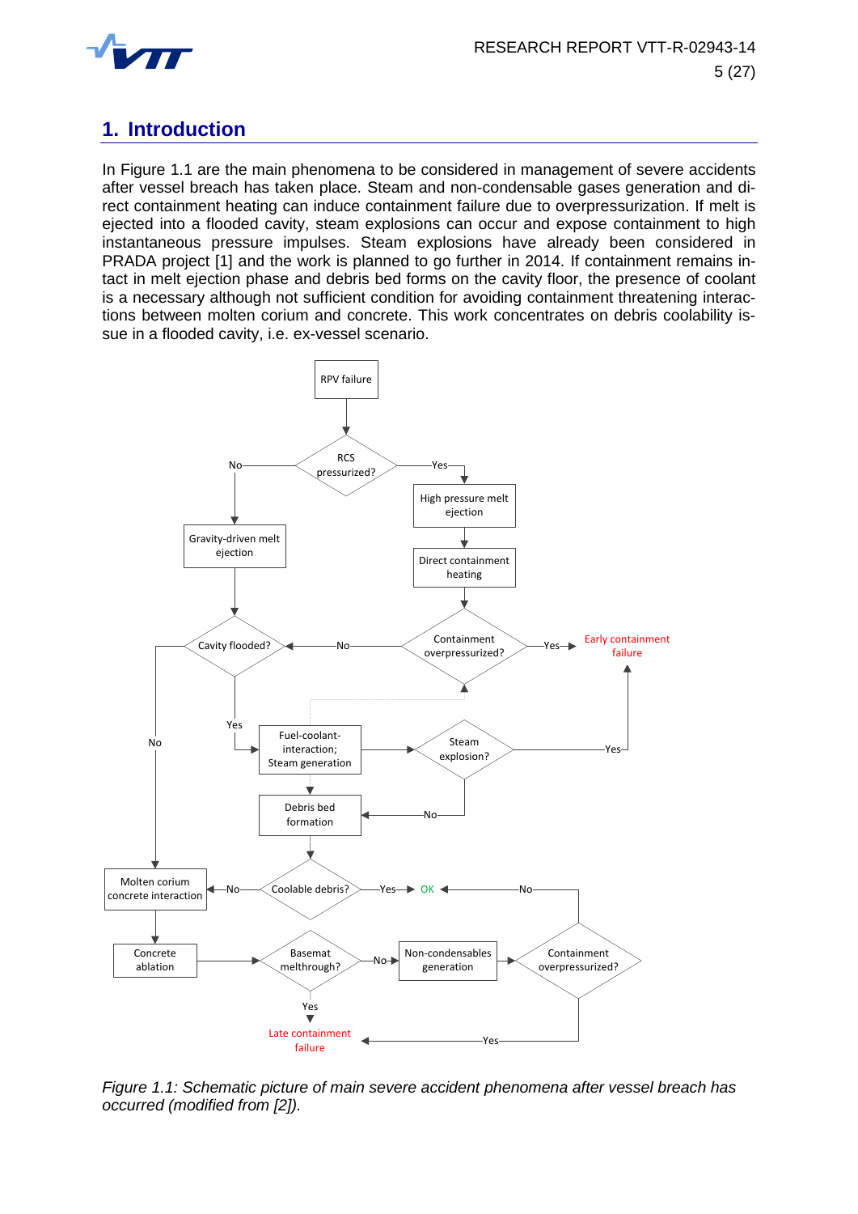# 1. Introduction

In Figure 1.1 are the main phenomena to be considered in management of severe accidents after vessel breach has taken place. Steam and non-condensable gases generation and direct containment heating can induce containment failure due to overpressurization. If melt is ejected into a flooded cavity, steam explosions can occur and expose containment to high instantaneous pressure impulses. Steam explosions have already been considered in PRADA project [1] and the work is planned to go further in 2014. If containment remains intact in melt ejection phase and debris bed forms on the cavity floor, the presence of coolant is a necessary although not sufficient condition for avoiding containment threatening interactions between molten corium and concrete. This work concentrates on debris coolability issue in a flooded cavity, i.e. ex-vessel scenario.

*Figure 1.1: Schematic picture of main severe accident phenomena after vessel breach has occurred (modified from [2]).*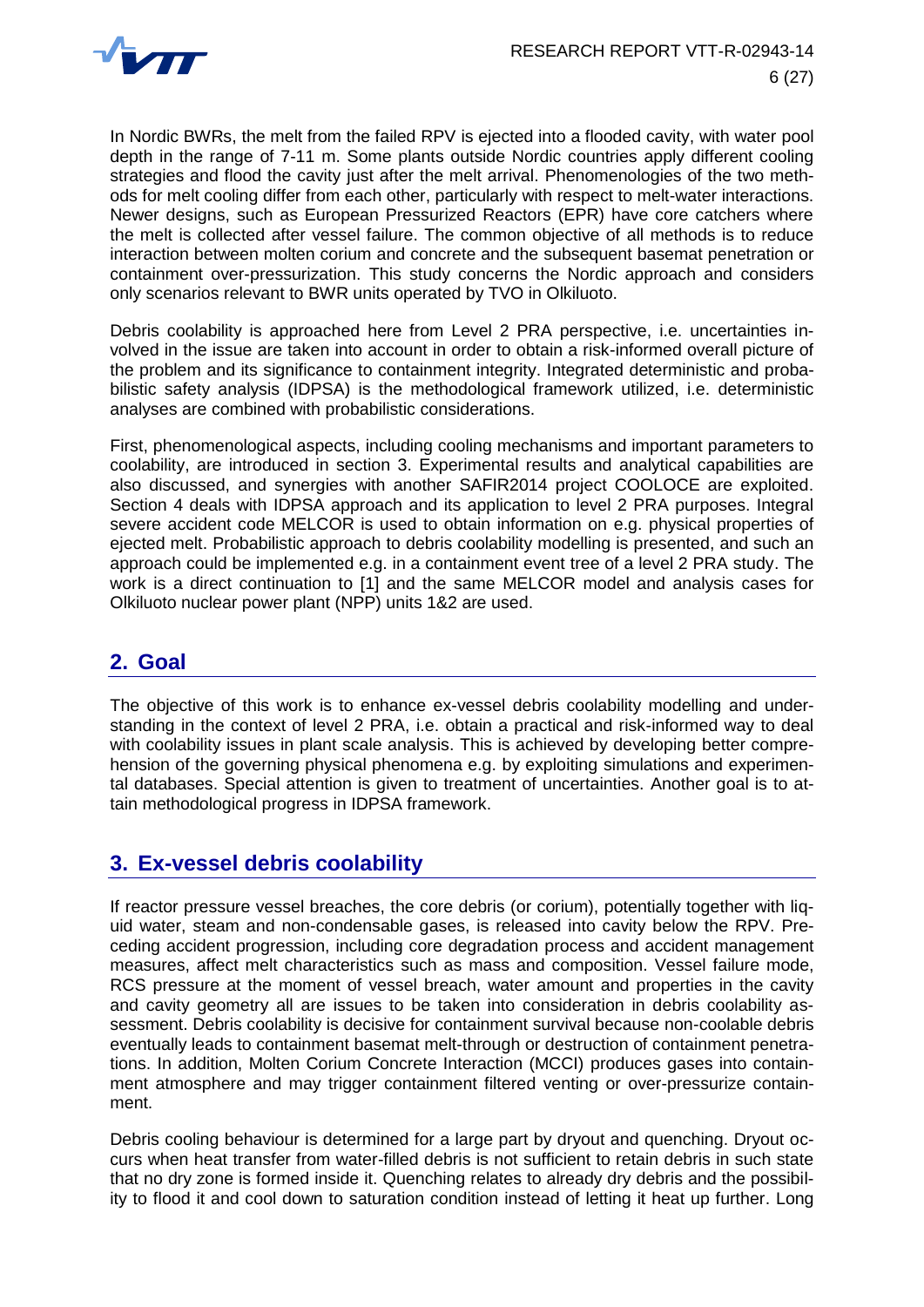In Nordic BWRs, the melt from the failed RPV is ejected into a flooded cavity, with water pool depth in the range of 7-11 m. Some plants outside Nordic countries apply different cooling strategies and flood the cavity just after the melt arrival. Phenomenologies of the two methods for melt cooling differ from each other, particularly with respect to melt-water interactions. Newer designs, such as European Pressurized Reactors (EPR) have core catchers where the melt is collected after vessel failure. The common objective of all methods is to reduce interaction between molten corium and concrete and the subsequent basemat penetration or containment over-pressurization. This study concerns the Nordic approach and considers only scenarios relevant to BWR units operated by TVO in Olkiluoto.

Debris coolability is approached here from Level 2 PRA perspective, i.e. uncertainties involved in the issue are taken into account in order to obtain a risk-informed overall picture of the problem and its significance to containment integrity. Integrated deterministic and probabilistic safety analysis (IDPSA) is the methodological framework utilized, i.e. deterministic analyses are combined with probabilistic considerations.

First, phenomenological aspects, including cooling mechanisms and important parameters to coolability, are introduced in section 3. Experimental results and analytical capabilities are also discussed, and synergies with another SAFIR2014 project COOLOCE are exploited. Section 4 deals with IDPSA approach and its application to level 2 PRA purposes. Integral severe accident code MELCOR is used to obtain information on e.g. physical properties of ejected melt. Probabilistic approach to debris coolability modelling is presented, and such an approach could be implemented e.g. in a containment event tree of a level 2 PRA study. The work is a direct continuation to [1] and the same MELCOR model and analysis cases for Olkiluoto nuclear power plant (NPP) units 1&2 are used.

## 2. Goal

The objective of this work is to enhance ex-vessel debris coolability modelling and understanding in the context of level 2 PRA, i.e. obtain a practical and risk-informed way to deal with coolability issues in plant scale analysis. This is achieved by developing better comprehension of the governing physical phenomena e.g. by exploiting simulations and experimental databases. Special attention is given to treatment of uncertainties. Another goal is to attain methodological progress in IDPSA framework.

## 3. Ex-vessel debris coolability

If reactor pressure vessel breaches, the core debris (or corium), potentially together with liquid water, steam and non-condensable gases, is released into cavity below the RPV. Preceding accident progression, including core degradation process and accident management measures, affect melt characteristics such as mass and composition. Vessel failure mode, RCS pressure at the moment of vessel breach, water amount and properties in the cavity and cavity geometry all are issues to be taken into consideration in debris coolability assessment. Debris coolability is decisive for containment survival because non-coolable debris eventually leads to containment basemat melt-through or destruction of containment penetrations. In addition, Molten Corium Concrete Interaction (MCCI) produces gases into containment atmosphere and may trigger containment filtered venting or over-pressurize containment.

Debris cooling behaviour is determined for a large part by dryout and quenching. Dryout occurs when heat transfer from water-filled debris is not sufficient to retain debris in such state that no dry zone is formed inside it. Quenching relates to already dry debris and the possibility to flood it and cool down to saturation condition instead of letting it heat up further. Long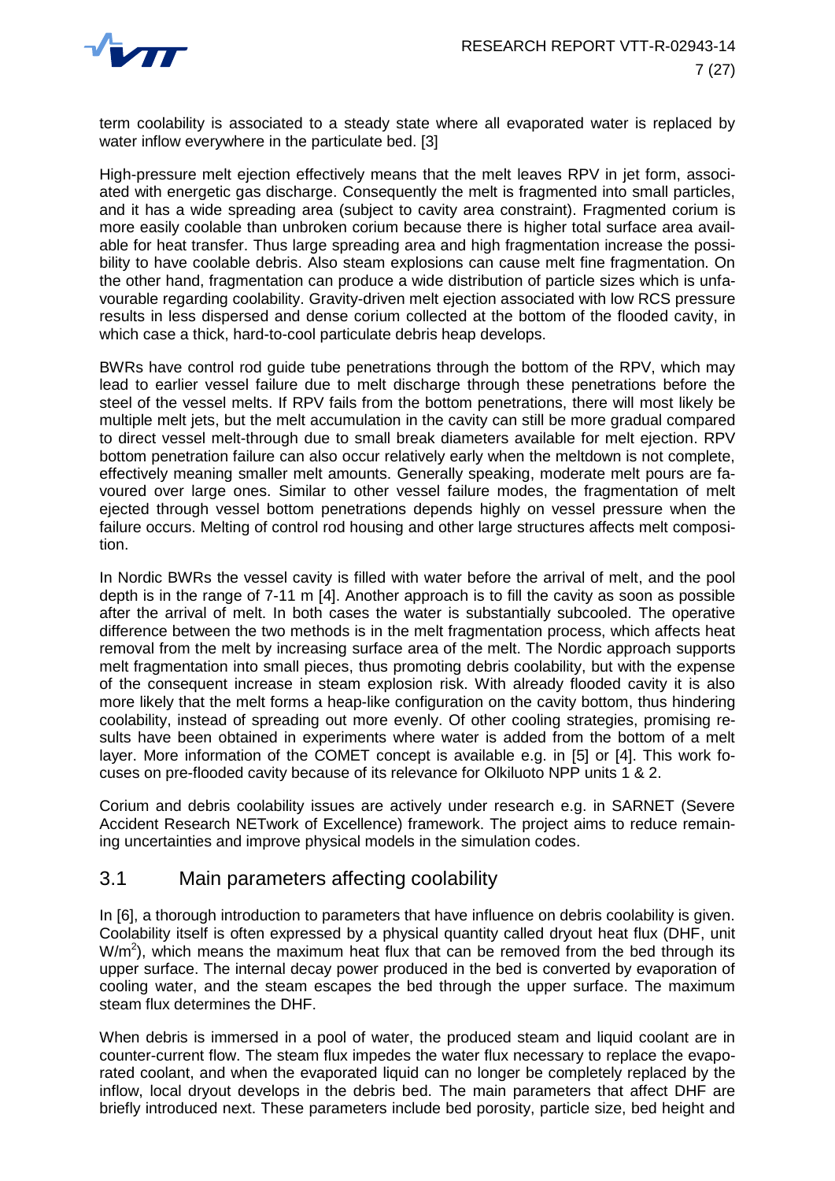term coolability is associated to a steady state where all evaporated water is replaced by water inflow everywhere in the particulate bed. [3]

High-pressure melt ejection effectively means that the melt leaves RPV in jet form, associated with energetic gas discharge. Consequently the melt is fragmented into small particles, and it has a wide spreading area (subject to cavity area constraint). Fragmented corium is more easily coolable than unbroken corium because there is higher total surface area available for heat transfer. Thus large spreading area and high fragmentation increase the possibility to have coolable debris. Also steam explosions can cause melt fine fragmentation. On the other hand, fragmentation can produce a wide distribution of particle sizes which is unfavourable regarding coolability. Gravity-driven melt ejection associated with low RCS pressure results in less dispersed and dense corium collected at the bottom of the flooded cavity, in which case a thick, hard-to-cool particulate debris heap develops.

BWRs have control rod guide tube penetrations through the bottom of the RPV, which may lead to earlier vessel failure due to melt discharge through these penetrations before the steel of the vessel melts. If RPV fails from the bottom penetrations, there will most likely be multiple melt jets, but the melt accumulation in the cavity can still be more gradual compared to direct vessel melt-through due to small break diameters available for melt ejection. RPV bottom penetration failure can also occur relatively early when the meltdown is not complete, effectively meaning smaller melt amounts. Generally speaking, moderate melt pours are favoured over large ones. Similar to other vessel failure modes, the fragmentation of melt ejected through vessel bottom penetrations depends highly on vessel pressure when the failure occurs. Melting of control rod housing and other large structures affects melt composition.

In Nordic BWRs the vessel cavity is filled with water before the arrival of melt, and the pool depth is in the range of 7-11 m [4]. Another approach is to fill the cavity as soon as possible after the arrival of melt. In both cases the water is substantially subcooled. The operative difference between the two methods is in the melt fragmentation process, which affects heat removal from the melt by increasing surface area of the melt. The Nordic approach supports melt fragmentation into small pieces, thus promoting debris coolability, but with the expense of the consequent increase in steam explosion risk. With already flooded cavity it is also more likely that the melt forms a heap-like configuration on the cavity bottom, thus hindering coolability, instead of spreading out more evenly. Of other cooling strategies, promising results have been obtained in experiments where water is added from the bottom of a melt layer. More information of the COMET concept is available e.g. in [5] or [4]. This work focuses on pre-flooded cavity because of its relevance for Olkiluoto NPP units 1 & 2.

Corium and debris coolability issues are actively under research e.g. in SARNET (Severe Accident Research NETwork of Excellence) framework. The project aims to reduce remaining uncertainties and improve physical models in the simulation codes.

## 3.1 Main parameters affecting coolability

In [6], a thorough introduction to parameters that have influence on debris coolability is given. Coolability itself is often expressed by a physical quantity called dryout heat flux (DHF, unit $W/m^2$), which means the maximum heat flux that can be removed from the bed through its upper surface. The internal decay power produced in the bed is converted by evaporation of cooling water, and the steam escapes the bed through the upper surface. The maximum steam flux determines the DHF.

When debris is immersed in a pool of water, the produced steam and liquid coolant are in counter-current flow. The steam flux impedes the water flux necessary to replace the evaporated coolant, and when the evaporated liquid can no longer be completely replaced by the inflow, local dryout develops in the debris bed. The main parameters that affect DHF are briefly introduced next. These parameters include bed porosity, particle size, bed height and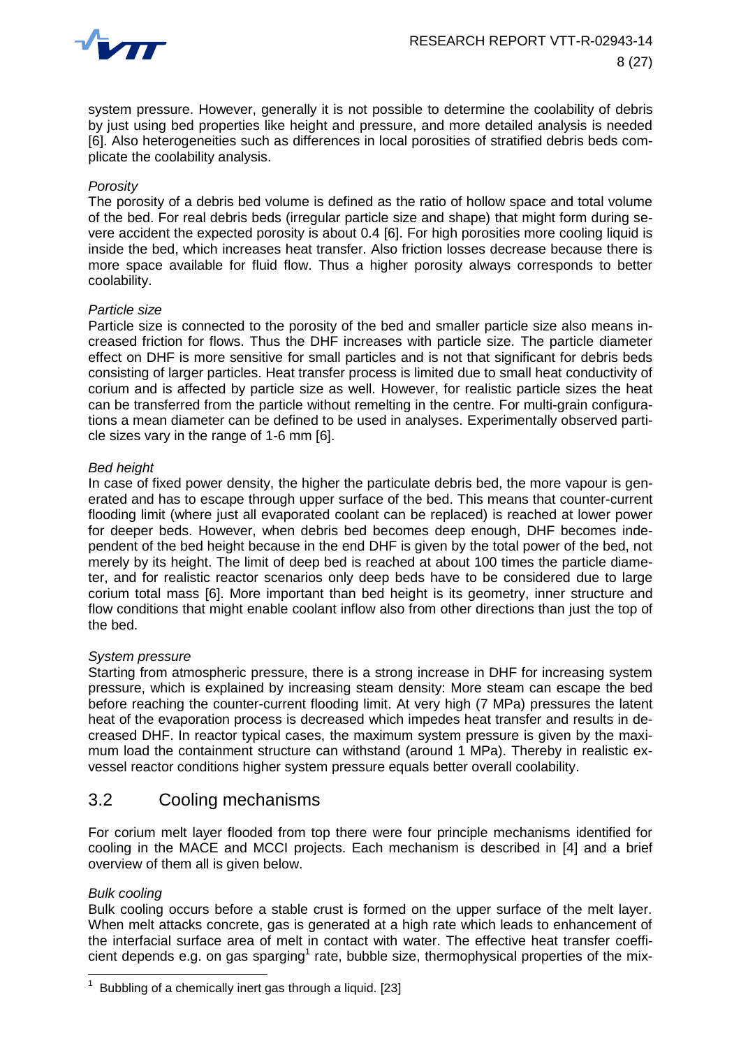system pressure. However, generally it is not possible to determine the coolability of debris by just using bed properties like height and pressure, and more detailed analysis is needed [6]. Also heterogeneities such as differences in local porosities of stratified debris beds complicate the coolability analysis.

*Porosity*

The porosity of a debris bed volume is defined as the ratio of hollow space and total volume of the bed. For real debris beds (irregular particle size and shape) that might form during severe accident the expected porosity is about 0.4 [6]. For high porosities more cooling liquid is inside the bed, which increases heat transfer. Also friction losses decrease because there is more space available for fluid flow. Thus a higher porosity always corresponds to better coolability.

*Particle size*

Particle size is connected to the porosity of the bed and smaller particle size also means increased friction for flows. Thus the DHF increases with particle size. The particle diameter effect on DHF is more sensitive for small particles and is not that significant for debris beds consisting of larger particles. Heat transfer process is limited due to small heat conductivity of corium and is affected by particle size as well. However, for realistic particle sizes the heat can be transferred from the particle without remelting in the centre. For multi-grain configurations a mean diameter can be defined to be used in analyses. Experimentally observed particle sizes vary in the range of 1-6 mm [6].

*Bed height*

In case of fixed power density, the higher the particulate debris bed, the more vapour is generated and has to escape through upper surface of the bed. This means that counter-current flooding limit (where just all evaporated coolant can be replaced) is reached at lower power for deeper beds. However, when debris bed becomes deep enough, DHF becomes independent of the bed height because in the end DHF is given by the total power of the bed, not merely by its height. The limit of deep bed is reached at about 100 times the particle diameter, and for realistic reactor scenarios only deep beds have to be considered due to large corium total mass [6]. More important than bed height is its geometry, inner structure and flow conditions that might enable coolant inflow also from other directions than just the top of the bed.

*System pressure*

Starting from atmospheric pressure, there is a strong increase in DHF for increasing system pressure, which is explained by increasing steam density: More steam can escape the bed before reaching the counter-current flooding limit. At very high (7 MPa) pressures the latent heat of the evaporation process is decreased which impedes heat transfer and results in decreased DHF. In reactor typical cases, the maximum system pressure is given by the maximum load the containment structure can withstand (around 1 MPa). Thereby in realistic ex-vessel reactor conditions higher system pressure equals better overall coolability.

## 3.2 Cooling mechanisms

For corium melt layer flooded from top there were four principle mechanisms identified for cooling in the MACE and MCCI projects. Each mechanism is described in [4] and a brief overview of them all is given below.

*Bulk cooling*

Bulk cooling occurs before a stable crust is formed on the upper surface of the melt layer. When melt attacks concrete, gas is generated at a high rate which leads to enhancement of the interfacial surface area of melt in contact with water. The effective heat transfer coefficient depends e.g. on gas sparging[1] rate, bubble size, thermophysical properties of the mix-

[1] Bubbling of a chemically inert gas through a liquid. [23]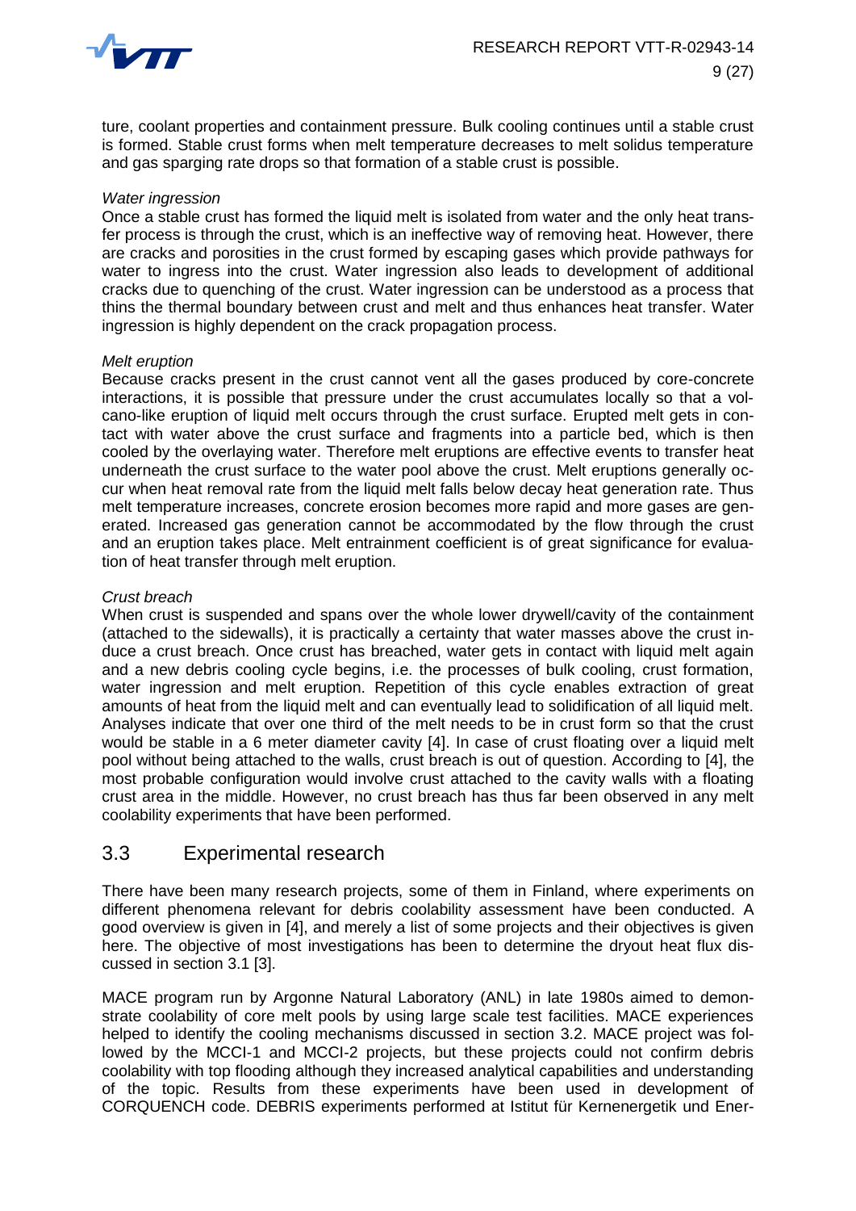ture, coolant properties and containment pressure. Bulk cooling continues until a stable crust is formed. Stable crust forms when melt temperature decreases to melt solidus temperature and gas sparging rate drops so that formation of a stable crust is possible.

*Water ingression*

Once a stable crust has formed the liquid melt is isolated from water and the only heat transfer process is through the crust, which is an ineffective way of removing heat. However, there are cracks and porosities in the crust formed by escaping gases which provide pathways for water to ingress into the crust. Water ingression also leads to development of additional cracks due to quenching of the crust. Water ingression can be understood as a process that thins the thermal boundary between crust and melt and thus enhances heat transfer. Water ingression is highly dependent on the crack propagation process.

*Melt eruption*

Because cracks present in the crust cannot vent all the gases produced by core-concrete interactions, it is possible that pressure under the crust accumulates locally so that a volcano-like eruption of liquid melt occurs through the crust surface. Erupted melt gets in contact with water above the crust surface and fragments into a particle bed, which is then cooled by the overlaying water. Therefore melt eruptions are effective events to transfer heat underneath the crust surface to the water pool above the crust. Melt eruptions generally occur when heat removal rate from the liquid melt falls below decay heat generation rate. Thus melt temperature increases, concrete erosion becomes more rapid and more gases are generated. Increased gas generation cannot be accommodated by the flow through the crust and an eruption takes place. Melt entrainment coefficient is of great significance for evaluation of heat transfer through melt eruption.

*Crust breach*

When crust is suspended and spans over the whole lower drywell/cavity of the containment (attached to the sidewalls), it is practically a certainty that water masses above the crust induce a crust breach. Once crust has breached, water gets in contact with liquid melt again and a new debris cooling cycle begins, i.e. the processes of bulk cooling, crust formation, water ingression and melt eruption. Repetition of this cycle enables extraction of great amounts of heat from the liquid melt and can eventually lead to solidification of all liquid melt. Analyses indicate that over one third of the melt needs to be in crust form so that the crust would be stable in a 6 meter diameter cavity [4]. In case of crust floating over a liquid melt pool without being attached to the walls, crust breach is out of question. According to [4], the most probable configuration would involve crust attached to the cavity walls with a floating crust area in the middle. However, no crust breach has thus far been observed in any melt coolability experiments that have been performed.

## 3.3 Experimental research

There have been many research projects, some of them in Finland, where experiments on different phenomena relevant for debris coolability assessment have been conducted. A good overview is given in [4], and merely a list of some projects and their objectives is given here. The objective of most investigations has been to determine the dryout heat flux discussed in section 3.1 [3].

MACE program run by Argonne Natural Laboratory (ANL) in late 1980s aimed to demonstrate coolability of core melt pools by using large scale test facilities. MACE experiences helped to identify the cooling mechanisms discussed in section 3.2. MACE project was followed by the MCCI-1 and MCCI-2 projects, but these projects could not confirm debris coolability with top flooding although they increased analytical capabilities and understanding of the topic. Results from these experiments have been used in development of CORQUENCH code. DEBRIS experiments performed at Istitut für Kernenergetik und Ener-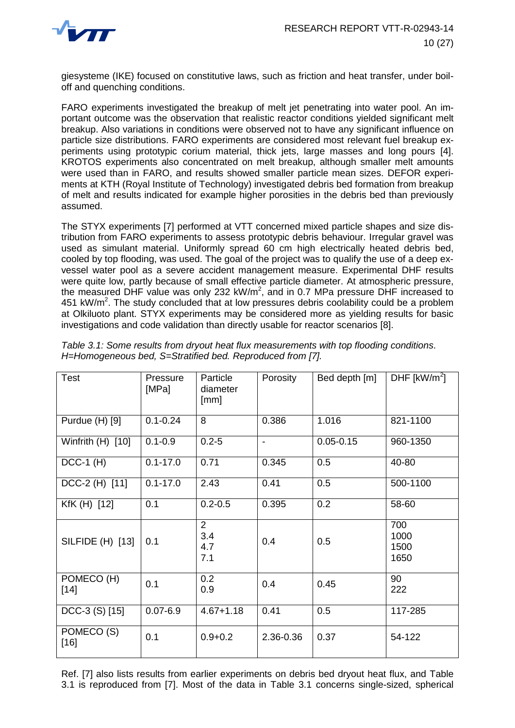giesysteme (IKE) focused on constitutive laws, such as friction and heat transfer, under boil-off and quenching conditions.

FARO experiments investigated the breakup of melt jet penetrating into water pool. An important outcome was the observation that realistic reactor conditions yielded significant melt breakup. Also variations in conditions were observed not to have any significant influence on particle size distributions. FARO experiments are considered most relevant fuel breakup experiments using prototypic corium material, thick jets, large masses and long pours [4]. KROTOS experiments also concentrated on melt breakup, although smaller melt amounts were used than in FARO, and results showed smaller particle mean sizes. DEFOR experiments at KTH (Royal Institute of Technology) investigated debris bed formation from breakup of melt and results indicated for example higher porosities in the debris bed than previously assumed.

The STYX experiments [7] performed at VTT concerned mixed particle shapes and size distribution from FARO experiments to assess prototypic debris behaviour. Irregular gravel was used as simulant material. Uniformly spread 60 cm high electrically heated debris bed, cooled by top flooding, was used. The goal of the project was to qualify the use of a deep ex-vessel water pool as a severe accident management measure. Experimental DHF results were quite low, partly because of small effective particle diameter. At atmospheric pressure, the measured DHF value was only 232 $kW/m^2$, and in 0.7 MPa pressure DHF increased to 451 $kW/m^2$. The study concluded that at low pressures debris coolability could be a problem at Olkiluoto plant. STYX experiments may be considered more as yielding results for basic investigations and code validation than directly usable for reactor scenarios [8].

*Table 3.1: Some results from dryout heat flux measurements with top flooding conditions. H=Homogeneous bed, S=Stratified bed. Reproduced from [7].*

| Test | Pressure [MPa] | Particle diameter [mm] | Porosity | Bed depth [m] | DHF [$kW/m^2$] |
|---|---|---|---|---|---|
| Purdue (H) [9] | 0.1-0.24 | 8 | 0.386 | 1.016 | 821-1100 |
| Winfrith (H) [10] | 0.1-0.9 | 0.2-5 | - | 0.05-0.15 | 960-1350 |
| DCC-1 (H) | 0.1-17.0 | 0.71 | 0.345 | 0.5 | 40-80 |
| DCC-2 (H) [11] | 0.1-17.0 | 2.43 | 0.41 | 0.5 | 500-1100 |
| KfK (H) [12] | 0.1 | 0.2-0.5 | 0.395 | 0.2 | 58-60 |
| SILFIDE (H) [13] | 0.1 | 2<br>3.4<br>4.7<br>7.1 | 0.4 | 0.5 | 700<br>1000<br>1500<br>1650 |
| POMECO (H) [14] | 0.1 | 0.2<br>0.9 | 0.4 | 0.45 | 90<br>222 |
| DCC-3 (S) [15] | 0.07-6.9 | 4.67+1.18 | 0.41 | 0.5 | 117-285 |
| POMECO (S) [16] | 0.1 | 0.9+0.2 | 2.36-0.36 | 0.37 | 54-122 |

Ref. [7] also lists results from earlier experiments on debris bed dryout heat flux, and Table 3.1 is reproduced from [7]. Most of the data in Table 3.1 concerns single-sized, spherical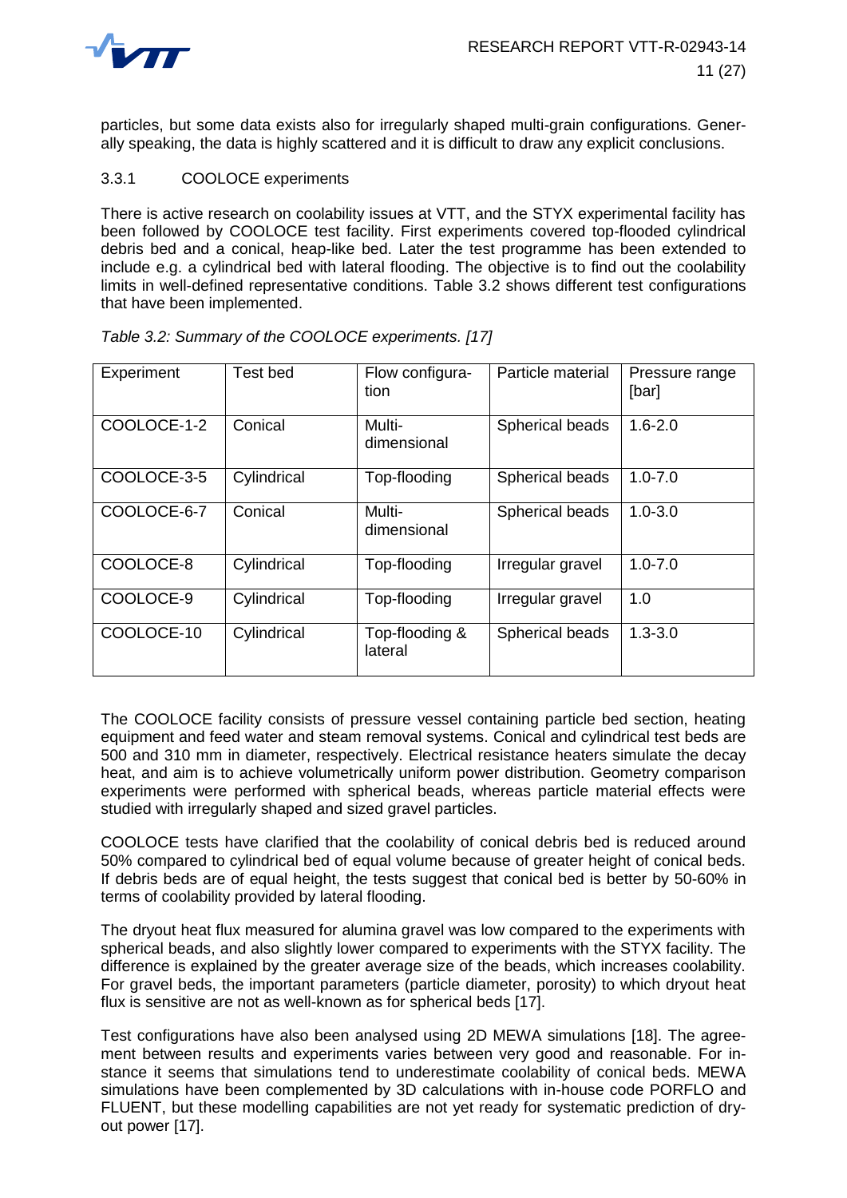particles, but some data exists also for irregularly shaped multi-grain configurations. Generally speaking, the data is highly scattered and it is difficult to draw any explicit conclusions.

### 3.3.1 COOLOCE experiments

There is active research on coolability issues at VTT, and the STYX experimental facility has been followed by COOLOCE test facility. First experiments covered top-flooded cylindrical debris bed and a conical, heap-like bed. Later the test programme has been extended to include e.g. a cylindrical bed with lateral flooding. The objective is to find out the coolability limits in well-defined representative conditions. Table 3.2 shows different test configurations that have been implemented.

*Table 3.2: Summary of the COOLOCE experiments. [17]*

| Experiment | Test bed | Flow configuration | Particle material | Pressure range [bar] |
|---|---|---|---|---|
| COOLOCE-1-2 | Conical | Multi-dimensional | Spherical beads | 1.6-2.0 |
| COOLOCE-3-5 | Cylindrical | Top-flooding | Spherical beads | 1.0-7.0 |
| COOLOCE-6-7 | Conical | Multi-dimensional | Spherical beads | 1.0-3.0 |
| COOLOCE-8 | Cylindrical | Top-flooding | Irregular gravel | 1.0-7.0 |
| COOLOCE-9 | Cylindrical | Top-flooding | Irregular gravel | 1.0 |
| COOLOCE-10 | Cylindrical | Top-flooding & lateral | Spherical beads | 1.3-3.0 |

The COOLOCE facility consists of pressure vessel containing particle bed section, heating equipment and feed water and steam removal systems. Conical and cylindrical test beds are 500 and 310 mm in diameter, respectively. Electrical resistance heaters simulate the decay heat, and aim is to achieve volumetrically uniform power distribution. Geometry comparison experiments were performed with spherical beads, whereas particle material effects were studied with irregularly shaped and sized gravel particles.

COOLOCE tests have clarified that the coolability of conical debris bed is reduced around 50% compared to cylindrical bed of equal volume because of greater height of conical beds. If debris beds are of equal height, the tests suggest that conical bed is better by 50-60% in terms of coolability provided by lateral flooding.

The dryout heat flux measured for alumina gravel was low compared to the experiments with spherical beads, and also slightly lower compared to experiments with the STYX facility. The difference is explained by the greater average size of the beads, which increases coolability. For gravel beds, the important parameters (particle diameter, porosity) to which dryout heat flux is sensitive are not as well-known as for spherical beds [17].

Test configurations have also been analysed using 2D MEWA simulations [18]. The agreement between results and experiments varies between very good and reasonable. For instance it seems that simulations tend to underestimate coolability of conical beds. MEWA simulations have been complemented by 3D calculations with in-house code PORFLO and FLUENT, but these modelling capabilities are not yet ready for systematic prediction of dryout power [17].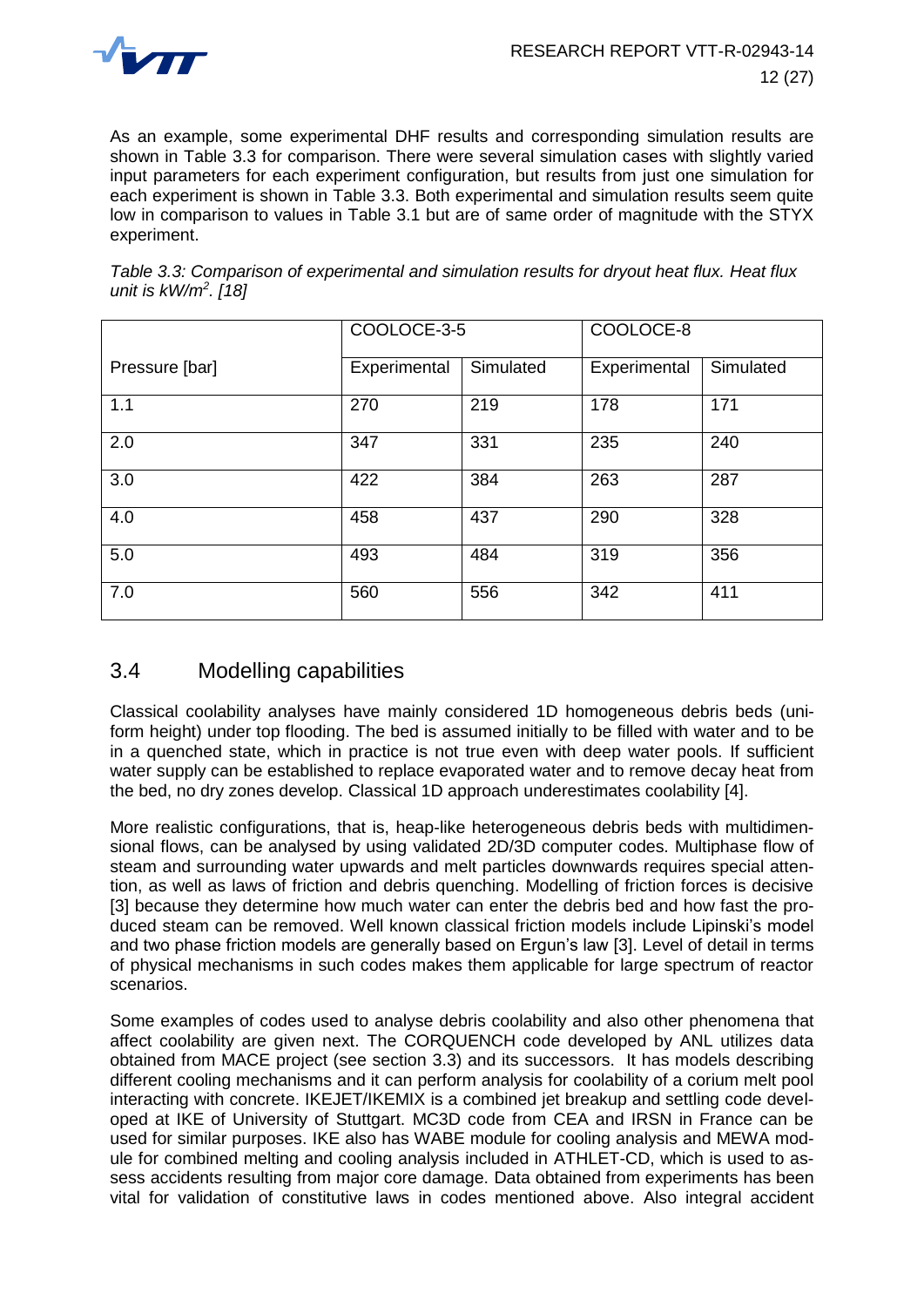As an example, some experimental DHF results and corresponding simulation results are shown in Table 3.3 for comparison. There were several simulation cases with slightly varied input parameters for each experiment configuration, but results from just one simulation for each experiment is shown in Table 3.3. Both experimental and simulation results seem quite low in comparison to values in Table 3.1 but are of same order of magnitude with the STYX experiment.

*Table 3.3: Comparison of experimental and simulation results for dryout heat flux. Heat flux unit is kW/m$^2$. [18]*

| | COOLOCE-3-5 | | COOLOCE-8 | |
|---|---|---|---|---|
| Pressure [bar] | Experimental | Simulated | Experimental | Simulated |
| 1.1 | 270 | 219 | 178 | 171 |
| 2.0 | 347 | 331 | 235 | 240 |
| 3.0 | 422 | 384 | 263 | 287 |
| 4.0 | 458 | 437 | 290 | 328 |
| 5.0 | 493 | 484 | 319 | 356 |
| 7.0 | 560 | 556 | 342 | 411 |

## 3.4 Modelling capabilities

Classical coolability analyses have mainly considered 1D homogeneous debris beds (uniform height) under top flooding. The bed is assumed initially to be filled with water and to be in a quenched state, which in practice is not true even with deep water pools. If sufficient water supply can be established to replace evaporated water and to remove decay heat from the bed, no dry zones develop. Classical 1D approach underestimates coolability [4].

More realistic configurations, that is, heap-like heterogeneous debris beds with multidimensional flows, can be analysed by using validated 2D/3D computer codes. Multiphase flow of steam and surrounding water upwards and melt particles downwards requires special attention, as well as laws of friction and debris quenching. Modelling of friction forces is decisive [3] because they determine how much water can enter the debris bed and how fast the produced steam can be removed. Well known classical friction models include Lipinski's model and two phase friction models are generally based on Ergun's law [3]. Level of detail in terms of physical mechanisms in such codes makes them applicable for large spectrum of reactor scenarios.

Some examples of codes used to analyse debris coolability and also other phenomena that affect coolability are given next. The CORQUENCH code developed by ANL utilizes data obtained from MACE project (see section 3.3) and its successors. It has models describing different cooling mechanisms and it can perform analysis for coolability of a corium melt pool interacting with concrete. IKEJET/IKEMIX is a combined jet breakup and settling code developed at IKE of University of Stuttgart. MC3D code from CEA and IRSN in France can be used for similar purposes. IKE also has WABE module for cooling analysis and MEWA module for combined melting and cooling analysis included in ATHLET-CD, which is used to assess accidents resulting from major core damage. Data obtained from experiments has been vital for validation of constitutive laws in codes mentioned above. Also integral accident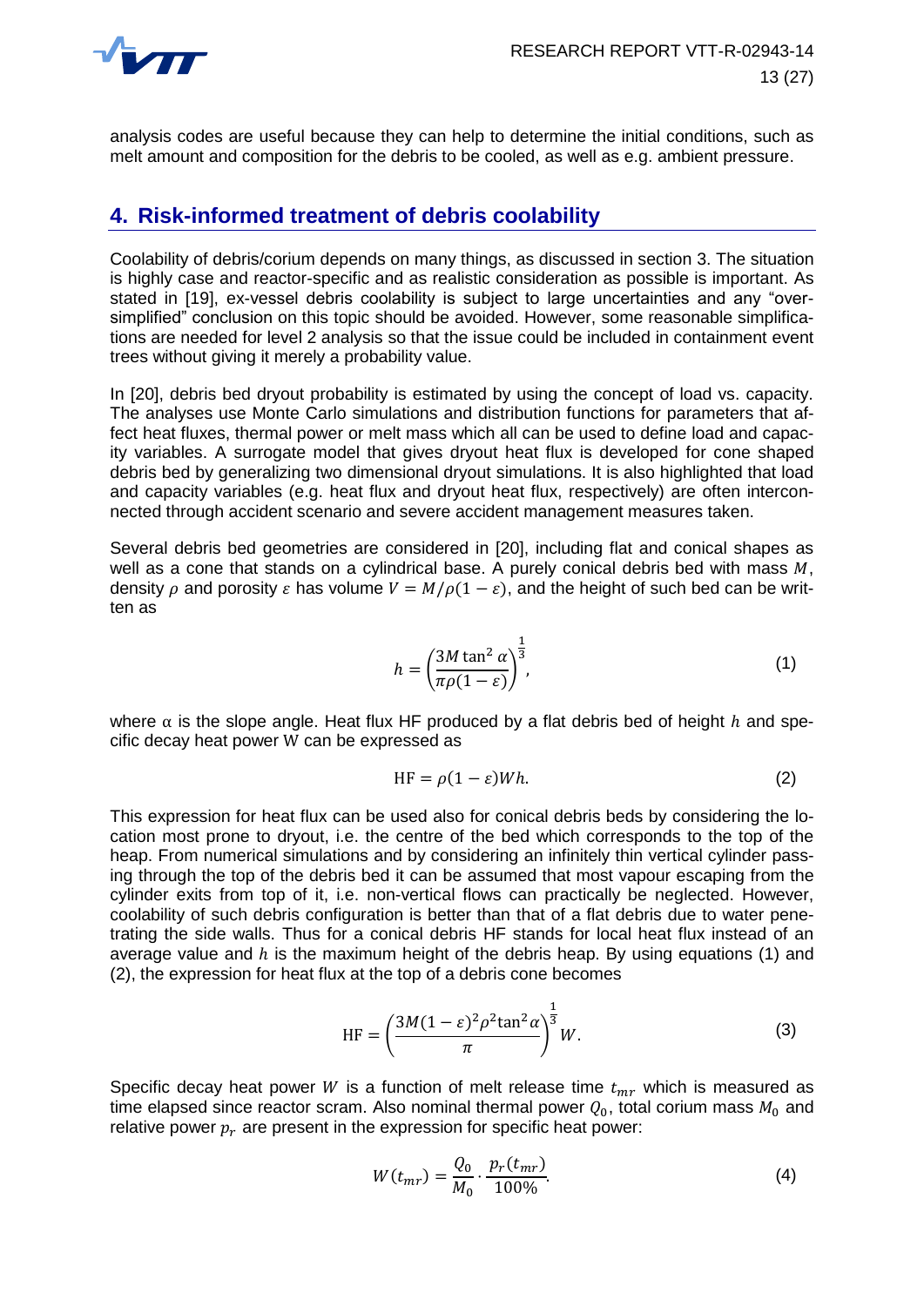analysis codes are useful because they can help to determine the initial conditions, such as melt amount and composition for the debris to be cooled, as well as e.g. ambient pressure.

## 4. Risk-informed treatment of debris coolability

Coolability of debris/corium depends on many things, as discussed in section 3. The situation is highly case and reactor-specific and as realistic consideration as possible is important. As stated in [19], ex-vessel debris coolability is subject to large uncertainties and any "over-simplified" conclusion on this topic should be avoided. However, some reasonable simplifications are needed for level 2 analysis so that the issue could be included in containment event trees without giving it merely a probability value.

In [20], debris bed dryout probability is estimated by using the concept of load vs. capacity. The analyses use Monte Carlo simulations and distribution functions for parameters that affect heat fluxes, thermal power or melt mass which all can be used to define load and capacity variables. A surrogate model that gives dryout heat flux is developed for cone shaped debris bed by generalizing two dimensional dryout simulations. It is also highlighted that load and capacity variables (e.g. heat flux and dryout heat flux, respectively) are often interconnected through accident scenario and severe accident management measures taken.

Several debris bed geometries are considered in [20], including flat and conical shapes as well as a cone that stands on a cylindrical base. A purely conical debris bed with mass $M$, density $\rho$ and porosity $\varepsilon$ has volume $V = M/\rho(1-\varepsilon)$, and the height of such bed can be written as

$$h = \left(\frac{3M\tan^2\alpha}{\pi\rho(1-\varepsilon)}\right)^{\frac{1}{3}}, \tag{1}$$

where $\alpha$ is the slope angle. Heat flux HF produced by a flat debris bed of height $h$ and specific decay heat power W can be expressed as

$$\mathrm{HF} = \rho(1-\varepsilon)Wh. \tag{2}$$

This expression for heat flux can be used also for conical debris beds by considering the location most prone to dryout, i.e. the centre of the bed which corresponds to the top of the heap. From numerical simulations and by considering an infinitely thin vertical cylinder passing through the top of the debris bed it can be assumed that most vapour escaping from the cylinder exits from top of it, i.e. non-vertical flows can practically be neglected. However, coolability of such debris configuration is better than that of a flat debris due to water penetrating the side walls. Thus for a conical debris HF stands for local heat flux instead of an average value and $h$ is the maximum height of the debris heap. By using equations (1) and (2), the expression for heat flux at the top of a debris cone becomes

$$\mathrm{HF} = \left(\frac{3M(1-\varepsilon)^2\rho^2\tan^2\alpha}{\pi}\right)^{\frac{1}{3}} W. \tag{3}$$

Specific decay heat power $W$ is a function of melt release time $t_{mr}$ which is measured as time elapsed since reactor scram. Also nominal thermal power $Q_0$, total corium mass $M_0$ and relative power $p_r$ are present in the expression for specific heat power:

$$W(t_{mr}) = \frac{Q_0}{M_0} \cdot \frac{p_r(t_{mr})}{100\%}. \tag{4}$$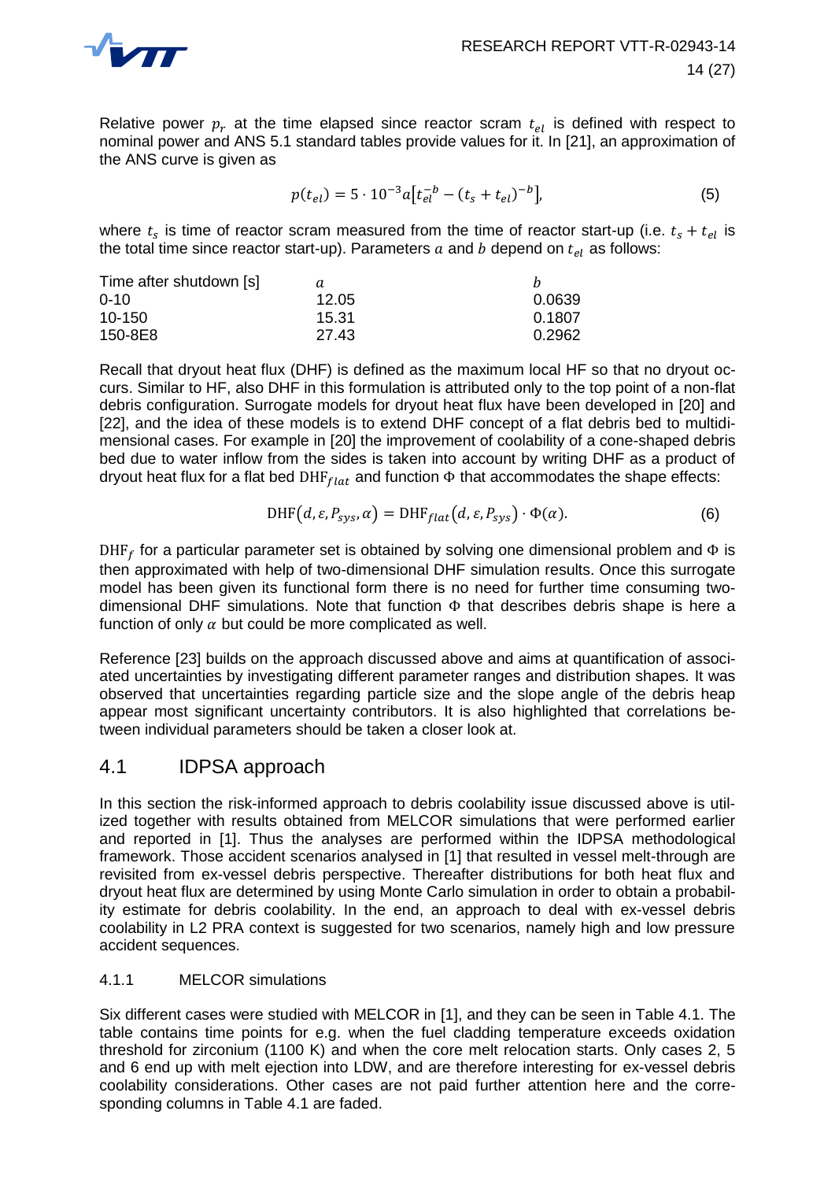Relative power $p_r$ at the time elapsed since reactor scram $t_{el}$ is defined with respect to nominal power and ANS 5.1 standard tables provide values for it. In [21], an approximation of the ANS curve is given as

$$p(t_{el}) = 5 \cdot 10^{-3} a \left[ t_{el}^{-b} - (t_s + t_{el})^{-b} \right], \tag{5}$$

where $t_s$ is time of reactor scram measured from the time of reactor start-up (i.e. $t_s + t_{el}$ is the total time since reactor start-up). Parameters $a$ and $b$ depend on $t_{el}$ as follows:

| Time after shutdown [s] | $a$ | $b$ |
|---|---|---|
| 0-10 | 12.05 | 0.0639 |
| 10-150 | 15.31 | 0.1807 |
| 150-8E8 | 27.43 | 0.2962 |

Recall that dryout heat flux (DHF) is defined as the maximum local HF so that no dryout occurs. Similar to HF, also DHF in this formulation is attributed only to the top point of a non-flat debris configuration. Surrogate models for dryout heat flux have been developed in [20] and [22], and the idea of these models is to extend DHF concept of a flat debris bed to multidimensional cases. For example in [20] the improvement of coolability of a cone-shaped debris bed due to water inflow from the sides is taken into account by writing DHF as a product of dryout heat flux for a flat bed $\mathrm{DHF}_{flat}$ and function $\Phi$ that accommodates the shape effects:

$$\mathrm{DHF}(d, \varepsilon, P_{sys}, \alpha) = \mathrm{DHF}_{flat}(d, \varepsilon, P_{sys}) \cdot \Phi(\alpha). \tag{6}$$

$\mathrm{DHF}_f$ for a particular parameter set is obtained by solving one dimensional problem and $\Phi$ is then approximated with help of two-dimensional DHF simulation results. Once this surrogate model has been given its functional form there is no need for further time consuming two-dimensional DHF simulations. Note that function $\Phi$ that describes debris shape is here a function of only $\alpha$ but could be more complicated as well.

Reference [23] builds on the approach discussed above and aims at quantification of associated uncertainties by investigating different parameter ranges and distribution shapes. It was observed that uncertainties regarding particle size and the slope angle of the debris heap appear most significant uncertainty contributors. It is also highlighted that correlations between individual parameters should be taken a closer look at.

## 4.1 IDPSA approach

In this section the risk-informed approach to debris coolability issue discussed above is utilized together with results obtained from MELCOR simulations that were performed earlier and reported in [1]. Thus the analyses are performed within the IDPSA methodological framework. Those accident scenarios analysed in [1] that resulted in vessel melt-through are revisited from ex-vessel debris perspective. Thereafter distributions for both heat flux and dryout heat flux are determined by using Monte Carlo simulation in order to obtain a probability estimate for debris coolability. In the end, an approach to deal with ex-vessel debris coolability in L2 PRA context is suggested for two scenarios, namely high and low pressure accident sequences.

### 4.1.1 MELCOR simulations

Six different cases were studied with MELCOR in [1], and they can be seen in Table 4.1. The table contains time points for e.g. when the fuel cladding temperature exceeds oxidation threshold for zirconium (1100 K) and when the core melt relocation starts. Only cases 2, 5 and 6 end up with melt ejection into LDW, and are therefore interesting for ex-vessel debris coolability considerations. Other cases are not paid further attention here and the corresponding columns in Table 4.1 are faded.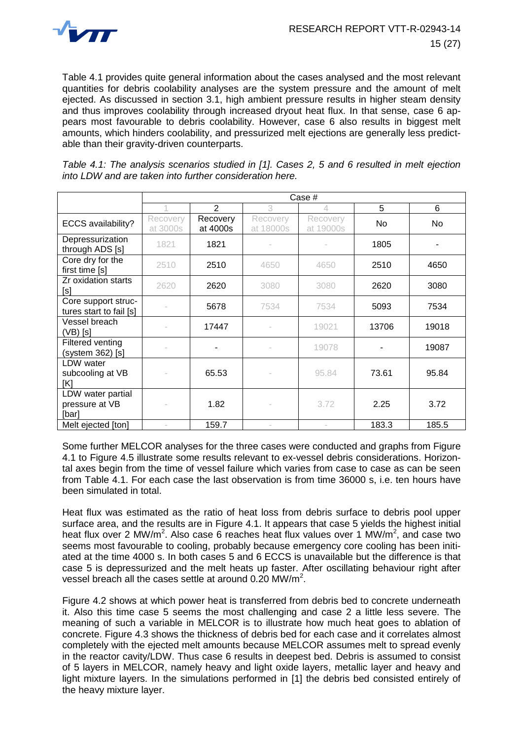Table 4.1 provides quite general information about the cases analysed and the most relevant quantities for debris coolability analyses are the system pressure and the amount of melt ejected. As discussed in section 3.1, high ambient pressure results in higher steam density and thus improves coolability through increased dryout heat flux. In that sense, case 6 appears most favourable to debris coolability. However, case 6 also results in biggest melt amounts, which hinders coolability, and pressurized melt ejections are generally less predictable than their gravity-driven counterparts.

*Table 4.1: The analysis scenarios studied in [1]. Cases 2, 5 and 6 resulted in melt ejection into LDW and are taken into further consideration here.*

| | Case # | | | | | |
|---|---|---|---|---|---|---|
| | 1 | 2 | 3 | 4 | 5 | 6 |
| ECCS availability? | Recovery at 3000s | Recovery at 4000s | Recovery at 18000s | Recovery at 19000s | No | No |
| Depressurization through ADS [s] | 1821 | 1821 | - | - | 1805 | - |
| Core dry for the first time [s] | 2510 | 2510 | 4650 | 4650 | 2510 | 4650 |
| Zr oxidation starts [s] | 2620 | 2620 | 3080 | 3080 | 2620 | 3080 |
| Core support structures start to fail [s] | - | 5678 | 7534 | 7534 | 5093 | 7534 |
| Vessel breach (VB) [s] | - | 17447 | - | 19021 | 13706 | 19018 |
| Filtered venting (system 362) [s] | - | - | - | 19078 | - | 19087 |
| LDW water subcooling at VB [K] | - | 65.53 | - | 95.84 | 73.61 | 95.84 |
| LDW water partial pressure at VB [bar] | - | 1.82 | - | 3.72 | 2.25 | 3.72 |
| Melt ejected [ton] | - | 159.7 | - | - | 183.3 | 185.5 |

Some further MELCOR analyses for the three cases were conducted and graphs from Figure 4.1 to Figure 4.5 illustrate some results relevant to ex-vessel debris considerations. Horizontal axes begin from the time of vessel failure which varies from case to case as can be seen from Table 4.1. For each case the last observation is from time 36000 s, i.e. ten hours have been simulated in total.

Heat flux was estimated as the ratio of heat loss from debris surface to debris pool upper surface area, and the results are in Figure 4.1. It appears that case 5 yields the highest initial heat flux over 2 $MW/m^2$. Also case 6 reaches heat flux values over 1 $MW/m^2$, and case two seems most favourable to cooling, probably because emergency core cooling has been initiated at the time 4000 s. In both cases 5 and 6 ECCS is unavailable but the difference is that case 5 is depressurized and the melt heats up faster. After oscillating behaviour right after vessel breach all the cases settle at around 0.20 $MW/m^2$.

Figure 4.2 shows at which power heat is transferred from debris bed to concrete underneath it. Also this time case 5 seems the most challenging and case 2 a little less severe. The meaning of such a variable in MELCOR is to illustrate how much heat goes to ablation of concrete. Figure 4.3 shows the thickness of debris bed for each case and it correlates almost completely with the ejected melt amounts because MELCOR assumes melt to spread evenly in the reactor cavity/LDW. Thus case 6 results in deepest bed. Debris is assumed to consist of 5 layers in MELCOR, namely heavy and light oxide layers, metallic layer and heavy and light mixture layers. In the simulations performed in [1] the debris bed consisted entirely of the heavy mixture layer.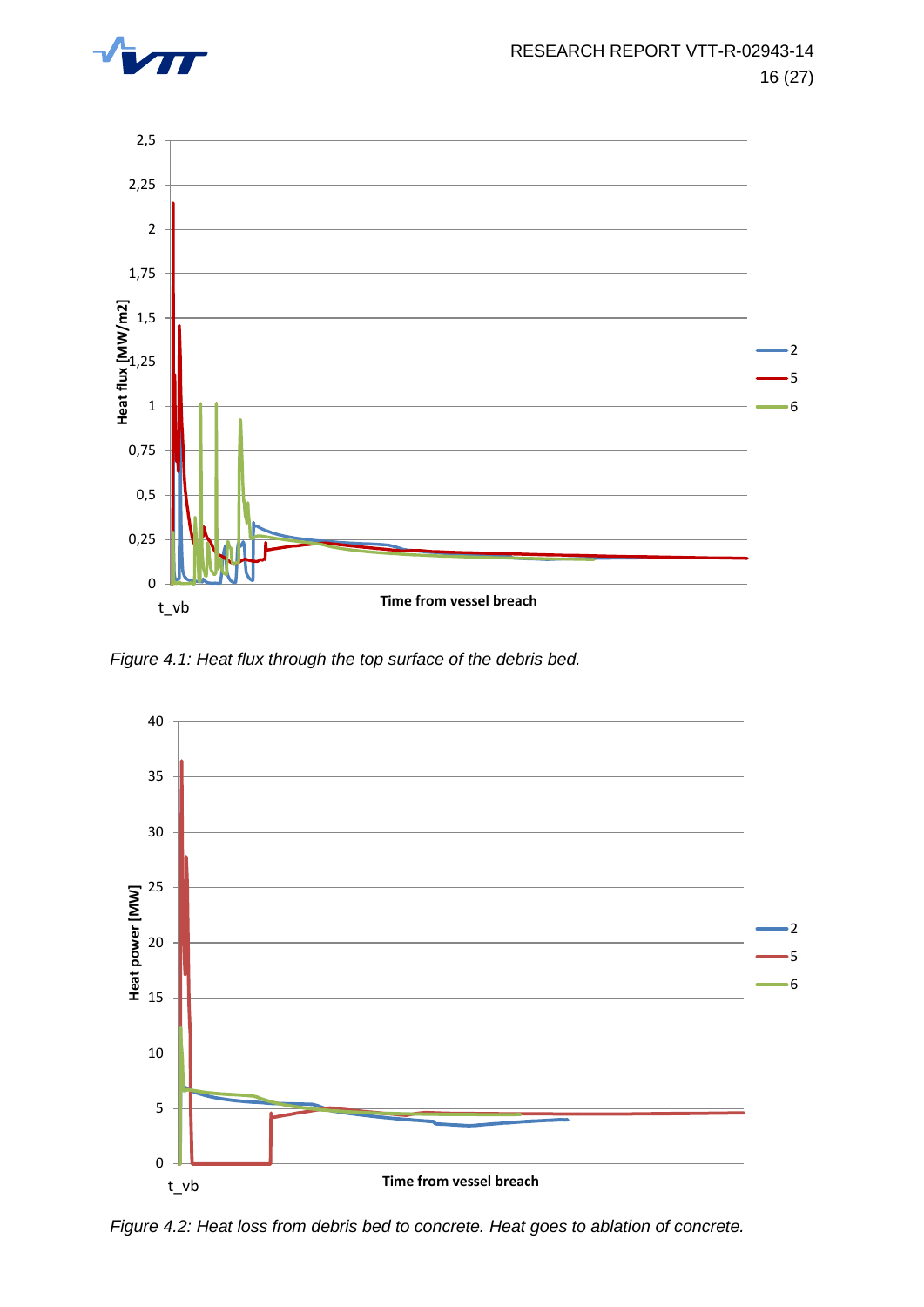Figure 4.1: *Heat flux through the top surface of the debris bed.*

Figure 4.2: *Heat loss from debris bed to concrete. Heat goes to ablation of concrete.*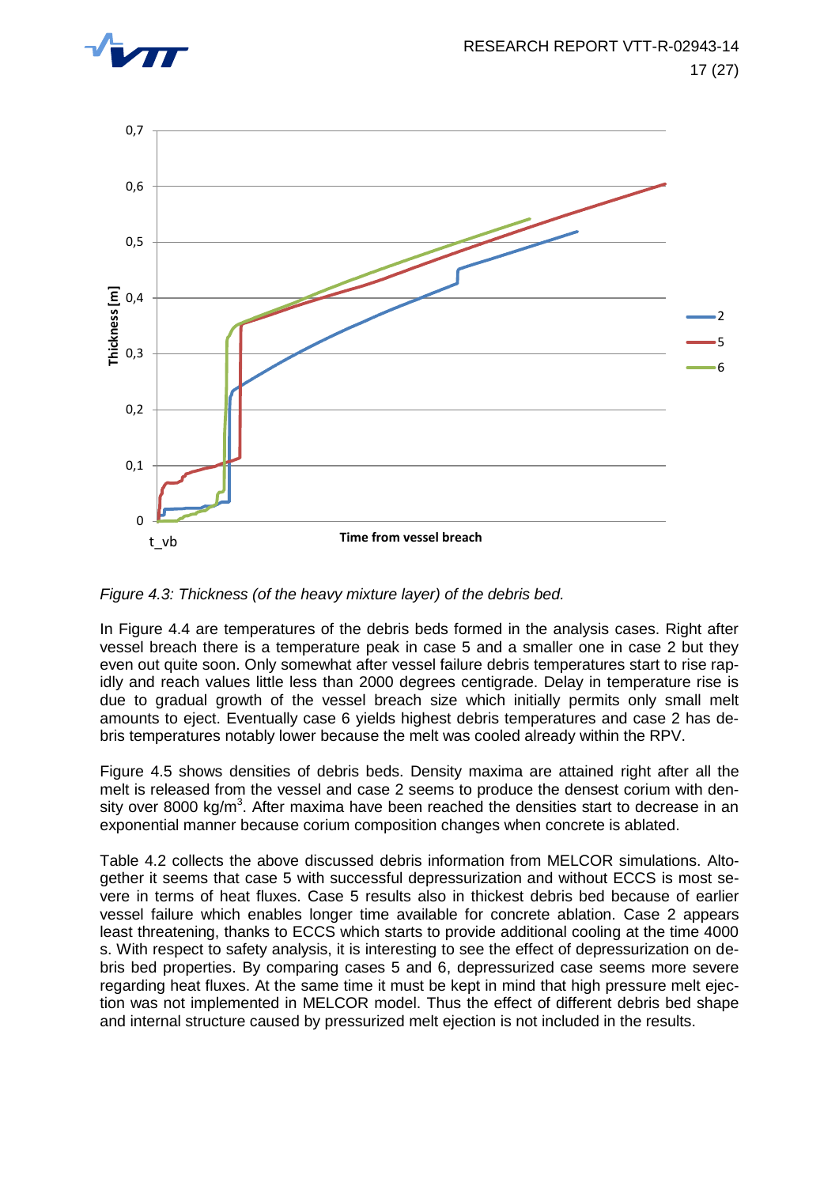*Figure 4.3: Thickness (of the heavy mixture layer) of the debris bed.*

In Figure 4.4 are temperatures of the debris beds formed in the analysis cases. Right after vessel breach there is a temperature peak in case 5 and a smaller one in case 2 but they even out quite soon. Only somewhat after vessel failure debris temperatures start to rise rapidly and reach values little less than 2000 degrees centigrade. Delay in temperature rise is due to gradual growth of the vessel breach size which initially permits only small melt amounts to eject. Eventually case 6 yields highest debris temperatures and case 2 has debris temperatures notably lower because the melt was cooled already within the RPV.

Figure 4.5 shows densities of debris beds. Density maxima are attained right after all the melt is released from the vessel and case 2 seems to produce the densest corium with density over 8000 $kg/m^3$. After maxima have been reached the densities start to decrease in an exponential manner because corium composition changes when concrete is ablated.

Table 4.2 collects the above discussed debris information from MELCOR simulations. Altogether it seems that case 5 with successful depressurization and without ECCS is most severe in terms of heat fluxes. Case 5 results also in thickest debris bed because of earlier vessel failure which enables longer time available for concrete ablation. Case 2 appears least threatening, thanks to ECCS which starts to provide additional cooling at the time 4000 s. With respect to safety analysis, it is interesting to see the effect of depressurization on debris bed properties. By comparing cases 5 and 6, depressurized case seems more severe regarding heat fluxes. At the same time it must be kept in mind that high pressure melt ejection was not implemented in MELCOR model. Thus the effect of different debris bed shape and internal structure caused by pressurized melt ejection is not included in the results.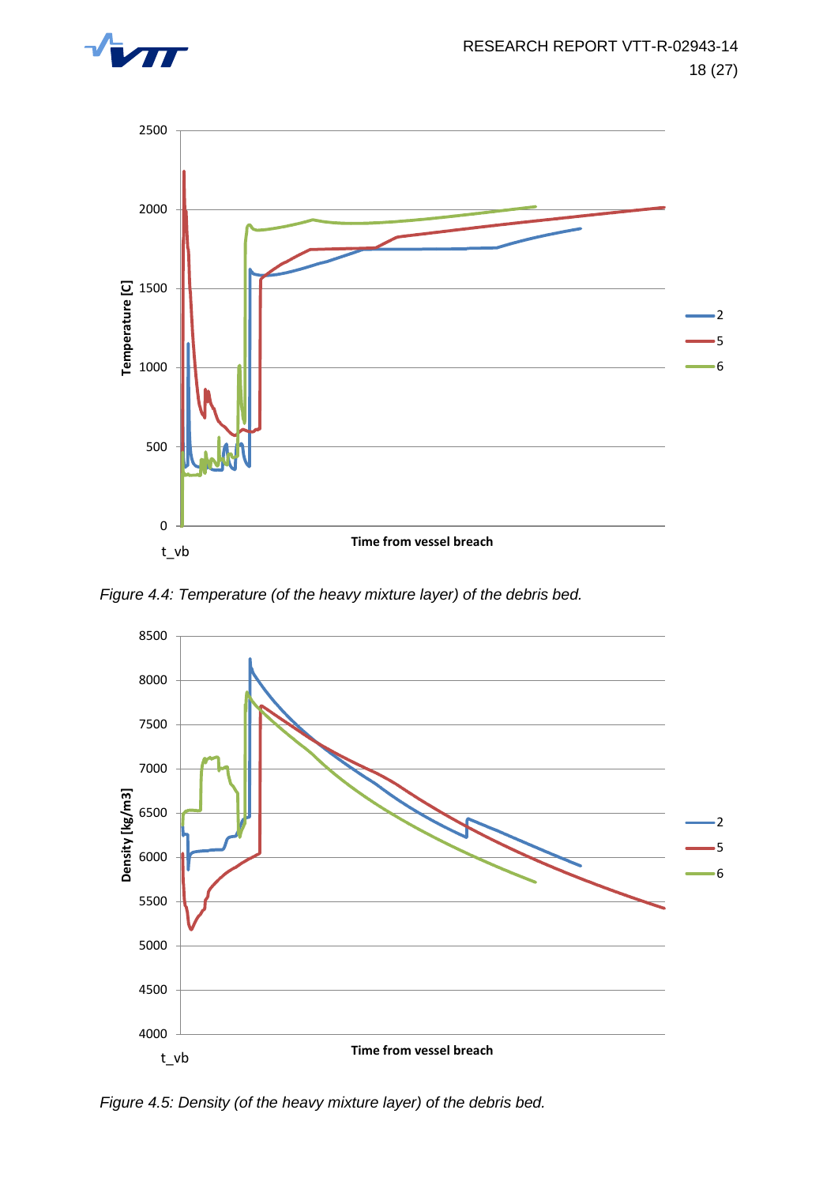*Figure 4.4: Temperature (of the heavy mixture layer) of the debris bed.*

*Figure 4.5: Density (of the heavy mixture layer) of the debris bed.*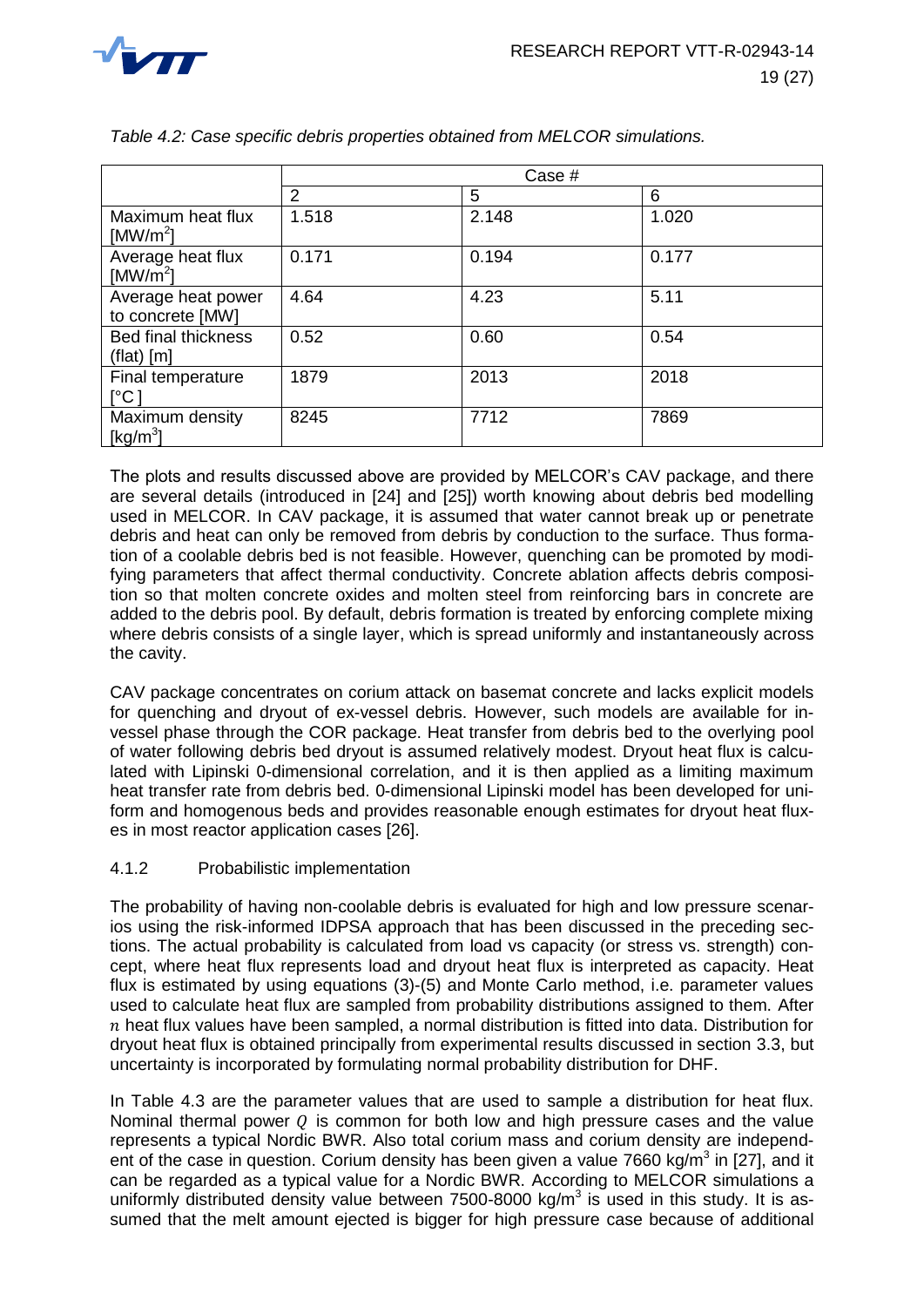*Table 4.2: Case specific debris properties obtained from MELCOR simulations.*

| | Case # | | |
|---|---|---|---|
| | 2 | 5 | 6 |
| Maximum heat flux [$MW/m^2$] | 1.518 | 2.148 | 1.020 |
| Average heat flux [$MW/m^2$] | 0.171 | 0.194 | 0.177 |
| Average heat power to concrete [MW] | 4.64 | 4.23 | 5.11 |
| Bed final thickness (flat) [m] | 0.52 | 0.60 | 0.54 |
| Final temperature [°C] | 1879 | 2013 | 2018 |
| Maximum density [$kg/m^3$] | 8245 | 7712 | 7869 |

The plots and results discussed above are provided by MELCOR's CAV package, and there are several details (introduced in [24] and [25]) worth knowing about debris bed modelling used in MELCOR. In CAV package, it is assumed that water cannot break up or penetrate debris and heat can only be removed from debris by conduction to the surface. Thus formation of a coolable debris bed is not feasible. However, quenching can be promoted by modifying parameters that affect thermal conductivity. Concrete ablation affects debris composition so that molten concrete oxides and molten steel from reinforcing bars in concrete are added to the debris pool. By default, debris formation is treated by enforcing complete mixing where debris consists of a single layer, which is spread uniformly and instantaneously across the cavity.

CAV package concentrates on corium attack on basemat concrete and lacks explicit models for quenching and dryout of ex-vessel debris. However, such models are available for in-vessel phase through the COR package. Heat transfer from debris bed to the overlying pool of water following debris bed dryout is assumed relatively modest. Dryout heat flux is calculated with Lipinski 0-dimensional correlation, and it is then applied as a limiting maximum heat transfer rate from debris bed. 0-dimensional Lipinski model has been developed for uniform and homogenous beds and provides reasonable enough estimates for dryout heat fluxes in most reactor application cases [26].

### 4.1.2 Probabilistic implementation

The probability of having non-coolable debris is evaluated for high and low pressure scenarios using the risk-informed IDPSA approach that has been discussed in the preceding sections. The actual probability is calculated from load vs capacity (or stress vs. strength) concept, where heat flux represents load and dryout heat flux is interpreted as capacity. Heat flux is estimated by using equations (3)-(5) and Monte Carlo method, i.e. parameter values used to calculate heat flux are sampled from probability distributions assigned to them. After $n$ heat flux values have been sampled, a normal distribution is fitted into data. Distribution for dryout heat flux is obtained principally from experimental results discussed in section 3.3, but uncertainty is incorporated by formulating normal probability distribution for DHF.

In Table 4.3 are the parameter values that are used to sample a distribution for heat flux. Nominal thermal power $Q$ is common for both low and high pressure cases and the value represents a typical Nordic BWR. Also total corium mass and corium density are independent of the case in question. Corium density has been given a value 7660 $kg/m^3$ in [27], and it can be regarded as a typical value for a Nordic BWR. According to MELCOR simulations a uniformly distributed density value between 7500-8000 $kg/m^3$ is used in this study. It is assumed that the melt amount ejected is bigger for high pressure case because of additional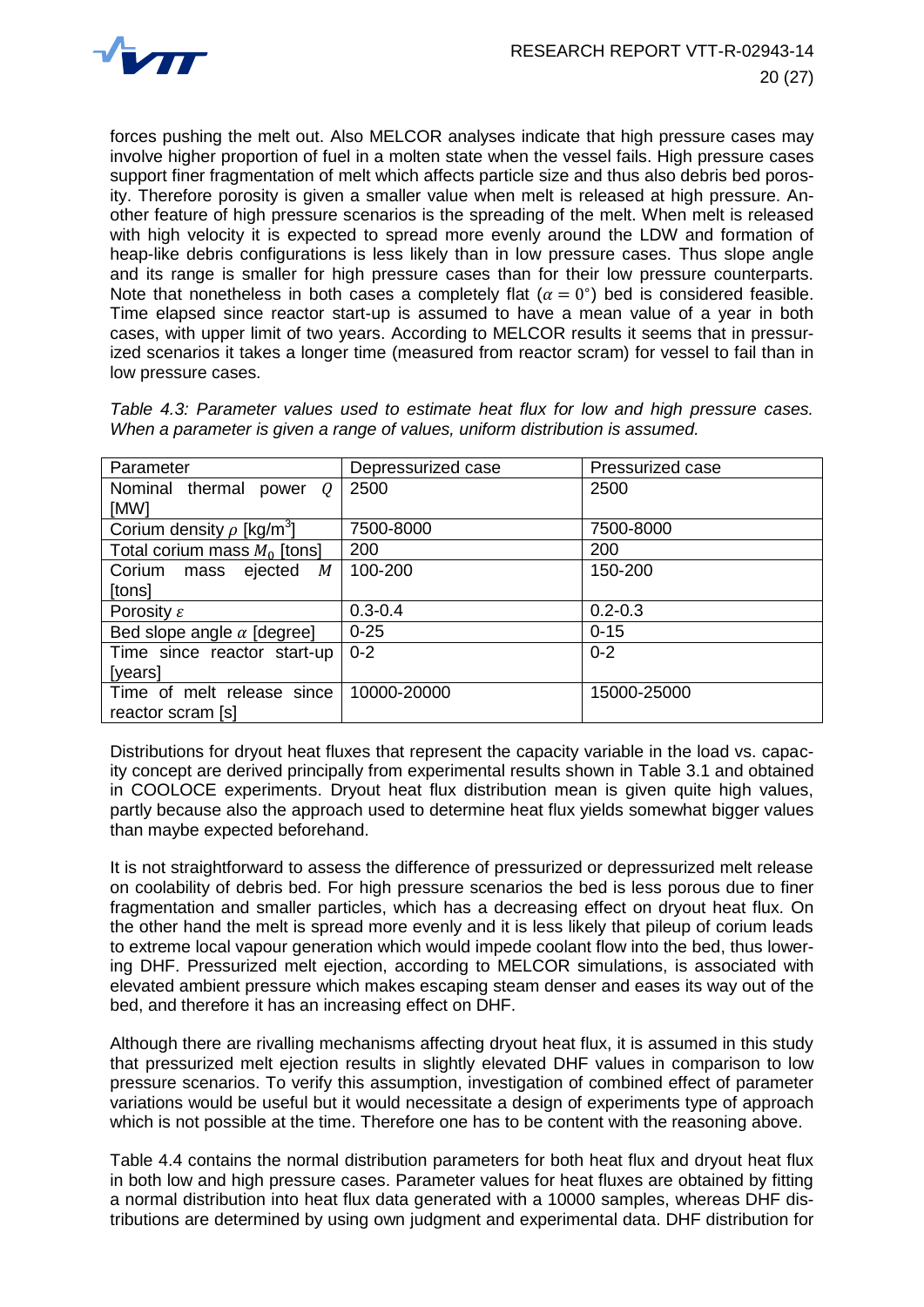forces pushing the melt out. Also MELCOR analyses indicate that high pressure cases may involve higher proportion of fuel in a molten state when the vessel fails. High pressure cases support finer fragmentation of melt which affects particle size and thus also debris bed porosity. Therefore porosity is given a smaller value when melt is released at high pressure. Another feature of high pressure scenarios is the spreading of the melt. When melt is released with high velocity it is expected to spread more evenly around the LDW and formation of heap-like debris configurations is less likely than in low pressure cases. Thus slope angle and its range is smaller for high pressure cases than for their low pressure counterparts. Note that nonetheless in both cases a completely flat ($\alpha = 0°$) bed is considered feasible. Time elapsed since reactor start-up is assumed to have a mean value of a year in both cases, with upper limit of two years. According to MELCOR results it seems that in pressurized scenarios it takes a longer time (measured from reactor scram) for vessel to fail than in low pressure cases.

*Table 4.3: Parameter values used to estimate heat flux for low and high pressure cases. When a parameter is given a range of values, uniform distribution is assumed.*

| Parameter | Depressurized case | Pressurized case |
|---|---|---|
| Nominal thermal power $Q$ [MW] | 2500 | 2500 |
| Corium density $\rho$ [kg/m$^3$] | 7500-8000 | 7500-8000 |
| Total corium mass $M_0$ [tons] | 200 | 200 |
| Corium mass ejected $M$ [tons] | 100-200 | 150-200 |
| Porosity $\varepsilon$ | 0.3-0.4 | 0.2-0.3 |
| Bed slope angle $\alpha$ [degree] | 0-25 | 0-15 |
| Time since reactor start-up [years] | 0-2 | 0-2 |
| Time of melt release since reactor scram [s] | 10000-20000 | 15000-25000 |

Distributions for dryout heat fluxes that represent the capacity variable in the load vs. capacity concept are derived principally from experimental results shown in Table 3.1 and obtained in COOLOCE experiments. Dryout heat flux distribution mean is given quite high values, partly because also the approach used to determine heat flux yields somewhat bigger values than maybe expected beforehand.

It is not straightforward to assess the difference of pressurized or depressurized melt release on coolability of debris bed. For high pressure scenarios the bed is less porous due to finer fragmentation and smaller particles, which has a decreasing effect on dryout heat flux. On the other hand the melt is spread more evenly and it is less likely that pileup of corium leads to extreme local vapour generation which would impede coolant flow into the bed, thus lowering DHF. Pressurized melt ejection, according to MELCOR simulations, is associated with elevated ambient pressure which makes escaping steam denser and eases its way out of the bed, and therefore it has an increasing effect on DHF.

Although there are rivalling mechanisms affecting dryout heat flux, it is assumed in this study that pressurized melt ejection results in slightly elevated DHF values in comparison to low pressure scenarios. To verify this assumption, investigation of combined effect of parameter variations would be useful but it would necessitate a design of experiments type of approach which is not possible at the time. Therefore one has to be content with the reasoning above.

Table 4.4 contains the normal distribution parameters for both heat flux and dryout heat flux in both low and high pressure cases. Parameter values for heat fluxes are obtained by fitting a normal distribution into heat flux data generated with a 10000 samples, whereas DHF distributions are determined by using own judgment and experimental data. DHF distribution for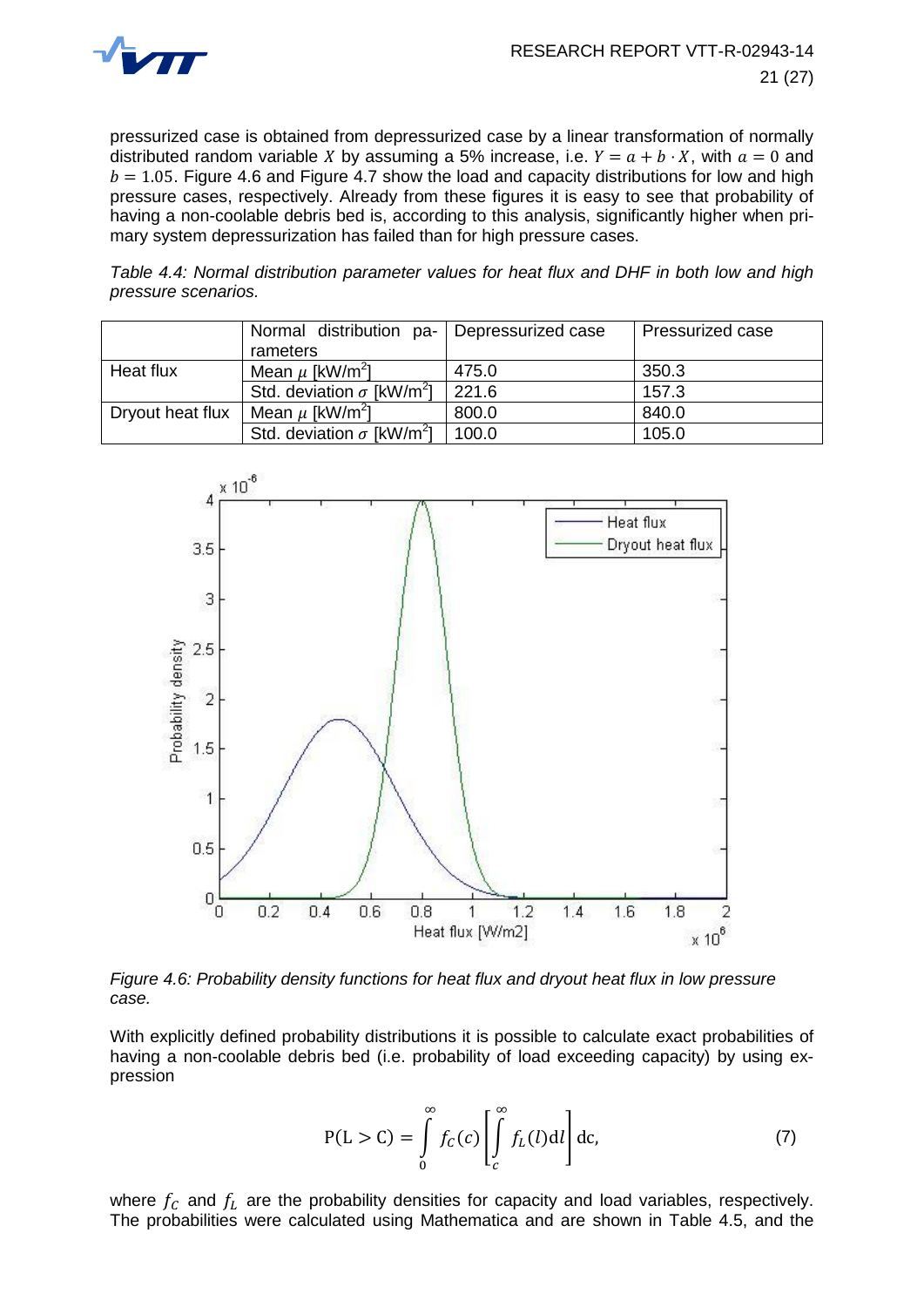pressurized case is obtained from depressurized case by a linear transformation of normally distributed random variable $X$ by assuming a 5% increase, i.e. $Y = a + b \cdot X$, with $a = 0$ and $b = 1.05$. Figure 4.6 and Figure 4.7 show the load and capacity distributions for low and high pressure cases, respectively. Already from these figures it is easy to see that probability of having a non-coolable debris bed is, according to this analysis, significantly higher when primary system depressurization has failed than for high pressure cases.

*Table 4.4: Normal distribution parameter values for heat flux and DHF in both low and high pressure scenarios.*

| | Normal distribution parameters | Depressurized case | Pressurized case |
|---|---|---|---|
| Heat flux | Mean $\mu$ [kW/m$^2$] | 475.0 | 350.3 |
| | Std. deviation $\sigma$ [kW/m$^2$] | 221.6 | 157.3 |
| Dryout heat flux | Mean $\mu$ [kW/m$^2$] | 800.0 | 840.0 |
| | Std. deviation $\sigma$ [kW/m$^2$] | 100.0 | 105.0 |

*Figure 4.6: Probability density functions for heat flux and dryout heat flux in low pressure case.*

With explicitly defined probability distributions it is possible to calculate exact probabilities of having a non-coolable debris bed (i.e. probability of load exceeding capacity) by using expression

$$\mathrm{P(L > C)} = \int_0^\infty f_C(c) \left[ \int_c^\infty f_L(l) \mathrm{d}l \right] \mathrm{dc}, \tag{7}$$

where $f_C$ and $f_L$ are the probability densities for capacity and load variables, respectively. The probabilities were calculated using Mathematica and are shown in Table 4.5, and the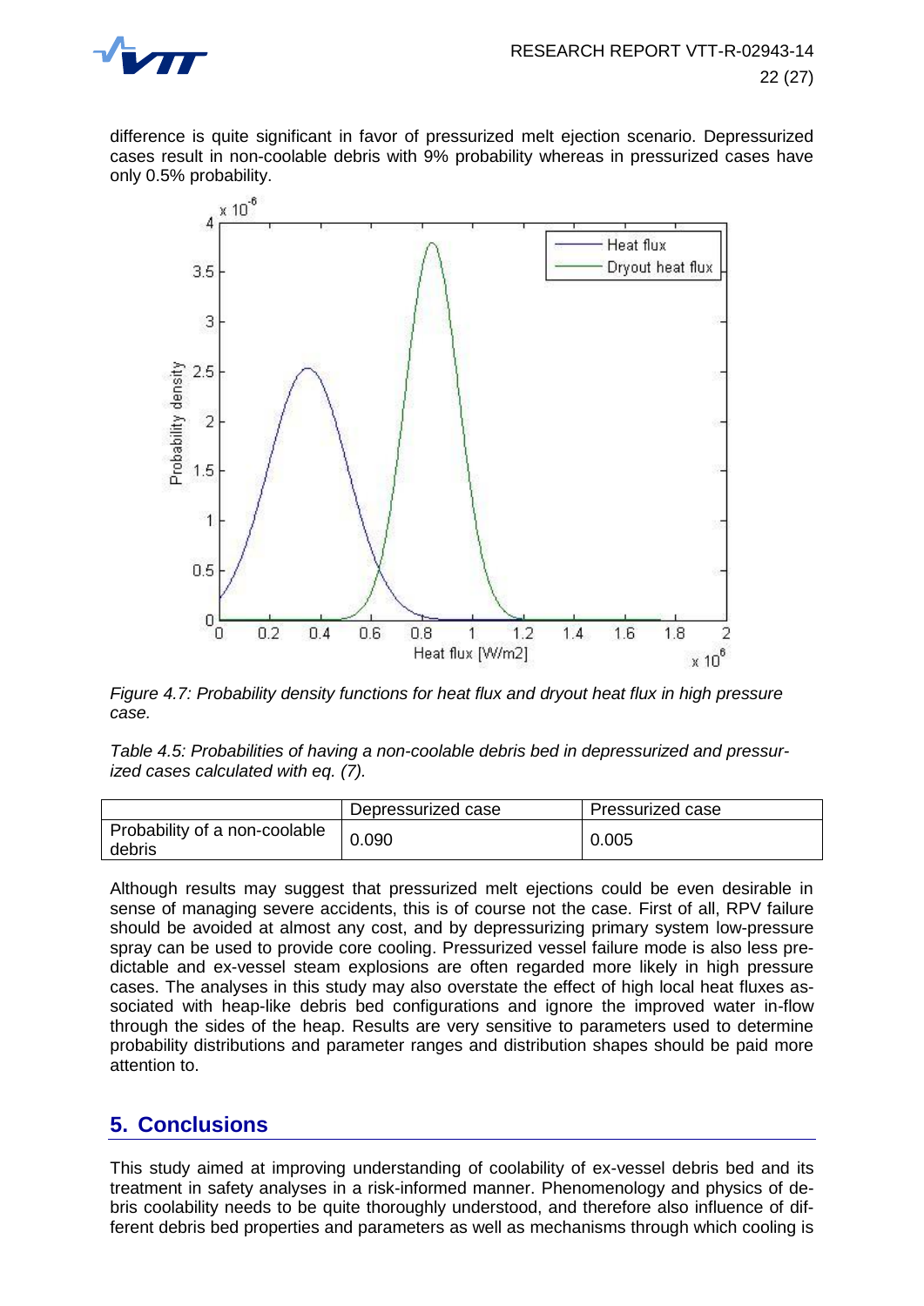difference is quite significant in favor of pressurized melt ejection scenario. Depressurized cases result in non-coolable debris with 9% probability whereas in pressurized cases have only 0.5% probability.

*Figure 4.7: Probability density functions for heat flux and dryout heat flux in high pressure case.*

*Table 4.5: Probabilities of having a non-coolable debris bed in depressurized and pressurized cases calculated with eq. (7).*

| | Depressurized case | Pressurized case |
|---|---|---|
| Probability of a non-coolable debris | 0.090 | 0.005 |

Although results may suggest that pressurized melt ejections could be even desirable in sense of managing severe accidents, this is of course not the case. First of all, RPV failure should be avoided at almost any cost, and by depressurizing primary system low-pressure spray can be used to provide core cooling. Pressurized vessel failure mode is also less predictable and ex-vessel steam explosions are often regarded more likely in high pressure cases. The analyses in this study may also overstate the effect of high local heat fluxes associated with heap-like debris bed configurations and ignore the improved water in-flow through the sides of the heap. Results are very sensitive to parameters used to determine probability distributions and parameter ranges and distribution shapes should be paid more attention to.

## 5. Conclusions

This study aimed at improving understanding of coolability of ex-vessel debris bed and its treatment in safety analyses in a risk-informed manner. Phenomenology and physics of debris coolability needs to be quite thoroughly understood, and therefore also influence of different debris bed properties and parameters as well as mechanisms through which cooling is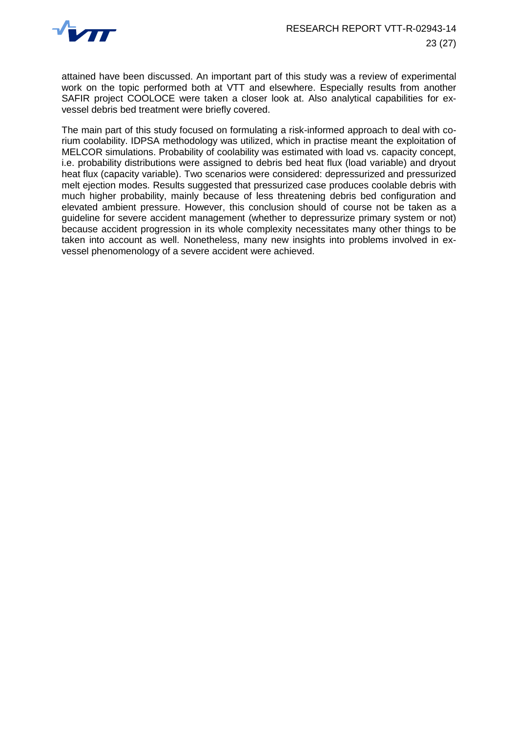attained have been discussed. An important part of this study was a review of experimental work on the topic performed both at VTT and elsewhere. Especially results from another SAFIR project COOLOCE were taken a closer look at. Also analytical capabilities for ex-vessel debris bed treatment were briefly covered.

The main part of this study focused on formulating a risk-informed approach to deal with corium coolability. IDPSA methodology was utilized, which in practise meant the exploitation of MELCOR simulations. Probability of coolability was estimated with load vs. capacity concept, i.e. probability distributions were assigned to debris bed heat flux (load variable) and dryout heat flux (capacity variable). Two scenarios were considered: depressurized and pressurized melt ejection modes. Results suggested that pressurized case produces coolable debris with much higher probability, mainly because of less threatening debris bed configuration and elevated ambient pressure. However, this conclusion should of course not be taken as a guideline for severe accident management (whether to depressurize primary system or not) because accident progression in its whole complexity necessitates many other things to be taken into account as well. Nonetheless, many new insights into problems involved in ex-vessel phenomenology of a severe accident were achieved.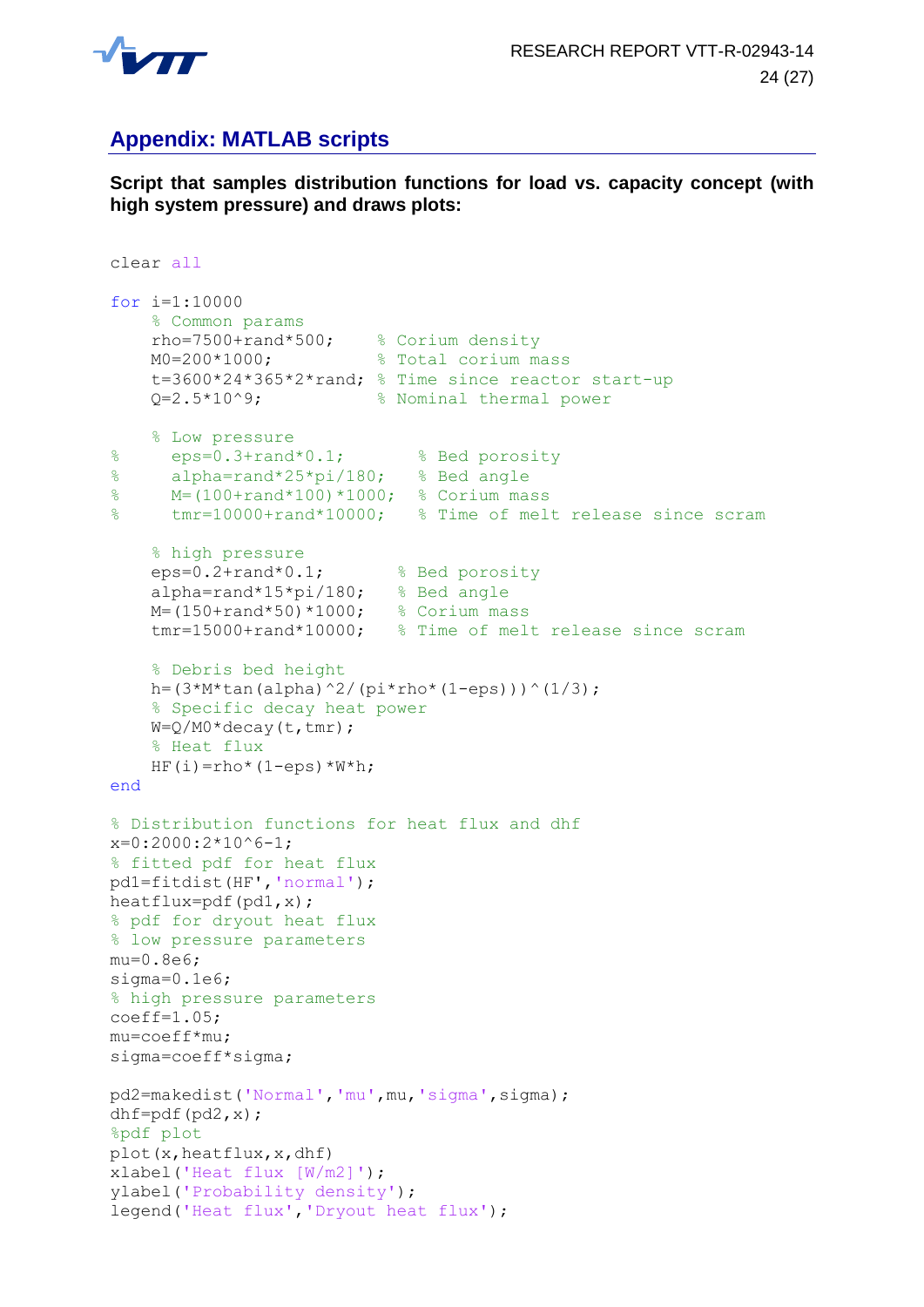## Appendix: MATLAB scripts

**Script that samples distribution functions for load vs. capacity concept (with high system pressure) and draws plots:**

```
clear all

for i=1:10000
    % Common params
    rho=7500+rand*500;     % Corium density
    M0=200*1000;           % Total corium mass
    t=3600*24*365*2*rand; % Time since reactor start-up
    Q=2.5*10^9;            % Nominal thermal power

    % Low pressure
%     eps=0.3+rand*0.1;       % Bed porosity
%     alpha=rand*25*pi/180;   % Bed angle
%     M=(100+rand*100)*1000;  % Corium mass
%     tmr=10000+rand*10000;   % Time of melt release since scram

    % high pressure
    eps=0.2+rand*0.1;       % Bed porosity
    alpha=rand*15*pi/180;   % Bed angle
    M=(150+rand*50)*1000;   % Corium mass
    tmr=15000+rand*10000;   % Time of melt release since scram

    % Debris bed height
    h=(3*M*tan(alpha)^2/(pi*rho*(1-eps)))^(1/3);
    % Specific decay heat power
    W=Q/M0*decay(t,tmr);
    % Heat flux
    HF(i)=rho*(1-eps)*W*h;
end

% Distribution functions for heat flux and dhf
x=0:2000:2*10^6-1;
% fitted pdf for heat flux
pd1=fitdist(HF','normal');
heatflux=pdf(pd1,x);
% pdf for dryout heat flux
% low pressure parameters
mu=0.8e6;
sigma=0.1e6;
% high pressure parameters
coeff=1.05;
mu=coeff*mu;
sigma=coeff*sigma;

pd2=makedist('Normal','mu',mu,'sigma',sigma);
dhf=pdf(pd2,x);
%pdf plot
plot(x,heatflux,x,dhf)
xlabel('Heat flux [W/m2]');
ylabel('Probability density');
legend('Heat flux','Dryout heat flux');
```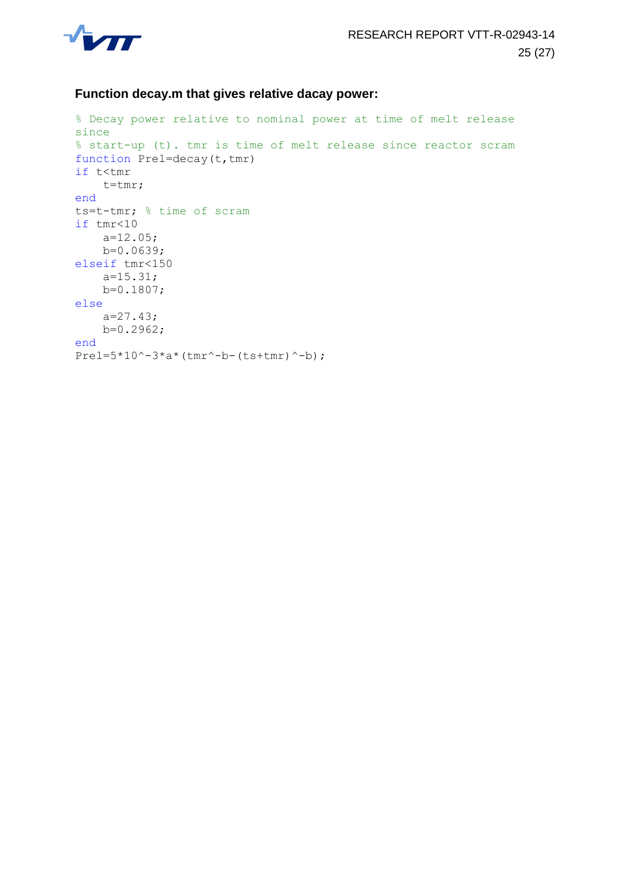**Function decay.m that gives relative dacay power:**

```
% Decay power relative to nominal power at time of melt release
since
% start-up (t). tmr is time of melt release since reactor scram
function Prel=decay(t,tmr)
if t<tmr
    t=tmr;
end
ts=t-tmr; % time of scram
if tmr<10
    a=12.05;
    b=0.0639;
elseif tmr<150
    a=15.31;
    b=0.1807;
else
    a=27.43;
    b=0.2962;
end
Prel=5*10^-3*a*(tmr^-b-(ts+tmr)^-b);
```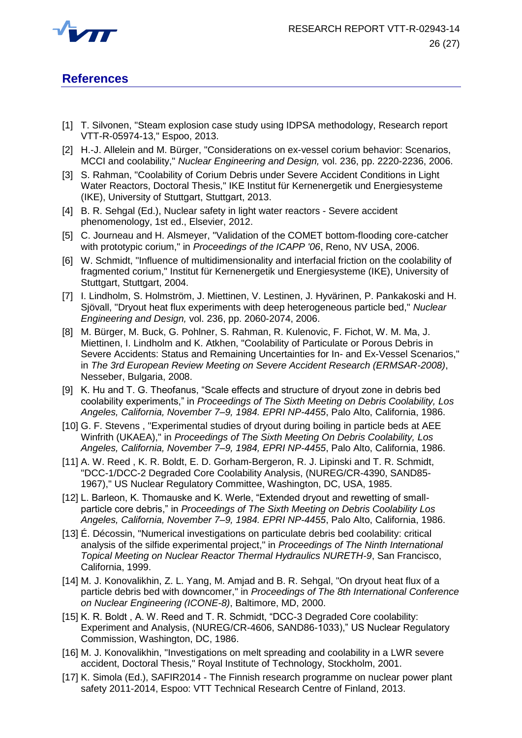## References

[1] T. Silvonen, "Steam explosion case study using IDPSA methodology, Research report VTT-R-05974-13," Espoo, 2013.

[2] H.-J. Allelein and M. Bürger, "Considerations on ex-vessel corium behavior: Scenarios, MCCI and coolability," *Nuclear Engineering and Design,* vol. 236, pp. 2220-2236, 2006.

[3] S. Rahman, "Coolability of Corium Debris under Severe Accident Conditions in Light Water Reactors, Doctoral Thesis," IKE Institut für Kernenergetik und Energiesysteme (IKE), University of Stuttgart, Stuttgart, 2013.

[4] B. R. Sehgal (Ed.), Nuclear safety in light water reactors - Severe accident phenomenology, 1st ed., Elsevier, 2012.

[5] C. Journeau and H. Alsmeyer, "Validation of the COMET bottom-flooding core-catcher with prototypic corium," in *Proceedings of the ICAPP '06*, Reno, NV USA, 2006.

[6] W. Schmidt, "Influence of multidimensionality and interfacial friction on the coolability of fragmented corium," Institut für Kernenergetik und Energiesysteme (IKE), University of Stuttgart, Stuttgart, 2004.

[7] I. Lindholm, S. Holmström, J. Miettinen, V. Lestinen, J. Hyvärinen, P. Pankakoski and H. Sjövall, "Dryout heat flux experiments with deep heterogeneous particle bed," *Nuclear Engineering and Design,* vol. 236, pp. 2060-2074, 2006.

[8] M. Bürger, M. Buck, G. Pohlner, S. Rahman, R. Kulenovic, F. Fichot, W. M. Ma, J. Miettinen, I. Lindholm and K. Atkhen, "Coolability of Particulate or Porous Debris in Severe Accidents: Status and Remaining Uncertainties for In- and Ex-Vessel Scenarios," in *The 3rd European Review Meeting on Severe Accident Research (ERMSAR-2008)*, Nesseber, Bulgaria, 2008.

[9] K. Hu and T. G. Theofanus, "Scale effects and structure of dryout zone in debris bed coolability experiments," in *Proceedings of The Sixth Meeting on Debris Coolability, Los Angeles, California, November 7–9, 1984. EPRI NP-4455*, Palo Alto, California, 1986.

[10] G. F. Stevens , "Experimental studies of dryout during boiling in particle beds at AEE Winfrith (UKAEA)," in *Proceedings of The Sixth Meeting On Debris Coolability, Los Angeles, California, November 7–9, 1984, EPRI NP-4455*, Palo Alto, California, 1986.

[11] A. W. Reed , K. R. Boldt, E. D. Gorham-Bergeron, R. J. Lipinski and T. R. Schmidt, "DCC-1/DCC-2 Degraded Core Coolability Analysis, (NUREG/CR-4390, SAND85-1967)," US Nuclear Regulatory Committee, Washington, DC, USA, 1985.

[12] L. Barleon, K. Thomauske and K. Werle, "Extended dryout and rewetting of small-particle core debris," in *Proceedings of The Sixth Meeting on Debris Coolability Los Angeles, California, November 7–9, 1984. EPRI NP-4455*, Palo Alto, California, 1986.

[13] É. Décossin, "Numerical investigations on particulate debris bed coolability: critical analysis of the silfide experimental project," in *Proceedings of The Ninth International Topical Meeting on Nuclear Reactor Thermal Hydraulics NURETH-9*, San Francisco, California, 1999.

[14] M. J. Konovalikhin, Z. L. Yang, M. Amjad and B. R. Sehgal, "On dryout heat flux of a particle debris bed with downcomer," in *Proceedings of The 8th International Conference on Nuclear Engineering (ICONE-8)*, Baltimore, MD, 2000.

[15] K. R. Boldt , A. W. Reed and T. R. Schmidt, "DCC-3 Degraded Core coolability: Experiment and Analysis, (NUREG/CR-4606, SAND86-1033)," US Nuclear Regulatory Commission, Washington, DC, 1986.

[16] M. J. Konovalikhin, "Investigations on melt spreading and coolability in a LWR severe accident, Doctoral Thesis," Royal Institute of Technology, Stockholm, 2001.

[17] K. Simola (Ed.), SAFIR2014 - The Finnish research programme on nuclear power plant safety 2011-2014, Espoo: VTT Technical Research Centre of Finland, 2013.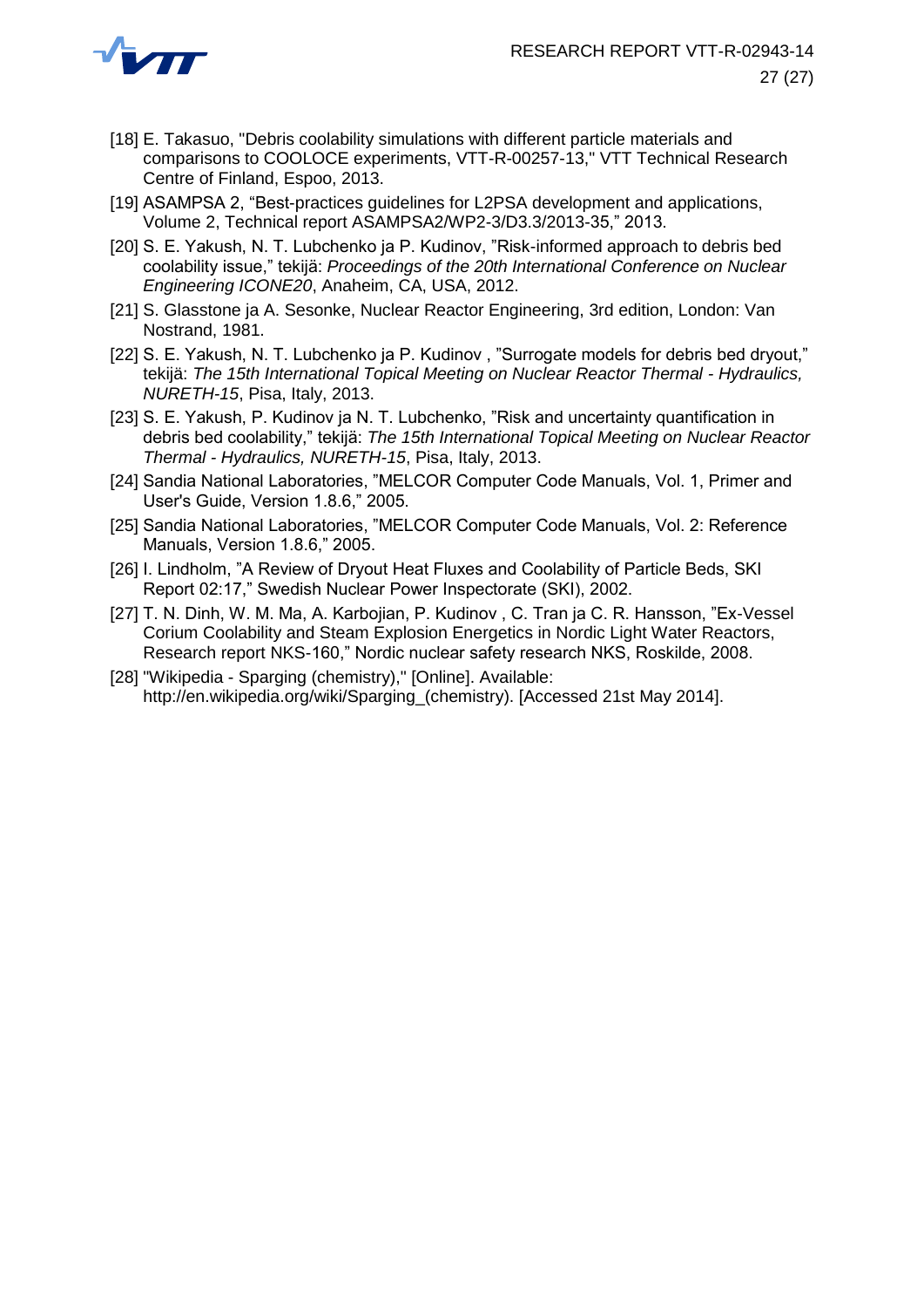[18] E. Takasuo, "Debris coolability simulations with different particle materials and comparisons to COOLOCE experiments, VTT-R-00257-13," VTT Technical Research Centre of Finland, Espoo, 2013.

[19] ASAMPSA 2, "Best-practices guidelines for L2PSA development and applications, Volume 2, Technical report ASAMPSA2/WP2-3/D3.3/2013-35," 2013.

[20] S. E. Yakush, N. T. Lubchenko ja P. Kudinov, "Risk-informed approach to debris bed coolability issue," tekijä: *Proceedings of the 20th International Conference on Nuclear Engineering ICONE20*, Anaheim, CA, USA, 2012.

[21] S. Glasstone ja A. Sesonke, Nuclear Reactor Engineering, 3rd edition, London: Van Nostrand, 1981.

[22] S. E. Yakush, N. T. Lubchenko ja P. Kudinov , "Surrogate models for debris bed dryout," tekijä: *The 15th International Topical Meeting on Nuclear Reactor Thermal - Hydraulics, NURETH-15*, Pisa, Italy, 2013.

[23] S. E. Yakush, P. Kudinov ja N. T. Lubchenko, "Risk and uncertainty quantification in debris bed coolability," tekijä: *The 15th International Topical Meeting on Nuclear Reactor Thermal - Hydraulics, NURETH-15*, Pisa, Italy, 2013.

[24] Sandia National Laboratories, "MELCOR Computer Code Manuals, Vol. 1, Primer and User's Guide, Version 1.8.6," 2005.

[25] Sandia National Laboratories, "MELCOR Computer Code Manuals, Vol. 2: Reference Manuals, Version 1.8.6," 2005.

[26] I. Lindholm, "A Review of Dryout Heat Fluxes and Coolability of Particle Beds, SKI Report 02:17," Swedish Nuclear Power Inspectorate (SKI), 2002.

[27] T. N. Dinh, W. M. Ma, A. Karbojian, P. Kudinov , C. Tran ja C. R. Hansson, "Ex-Vessel Corium Coolability and Steam Explosion Energetics in Nordic Light Water Reactors, Research report NKS-160," Nordic nuclear safety research NKS, Roskilde, 2008.

[28] "Wikipedia - Sparging (chemistry)," [Online]. Available: http://en.wikipedia.org/wiki/Sparging_(chemistry). [Accessed 21st May 2014].